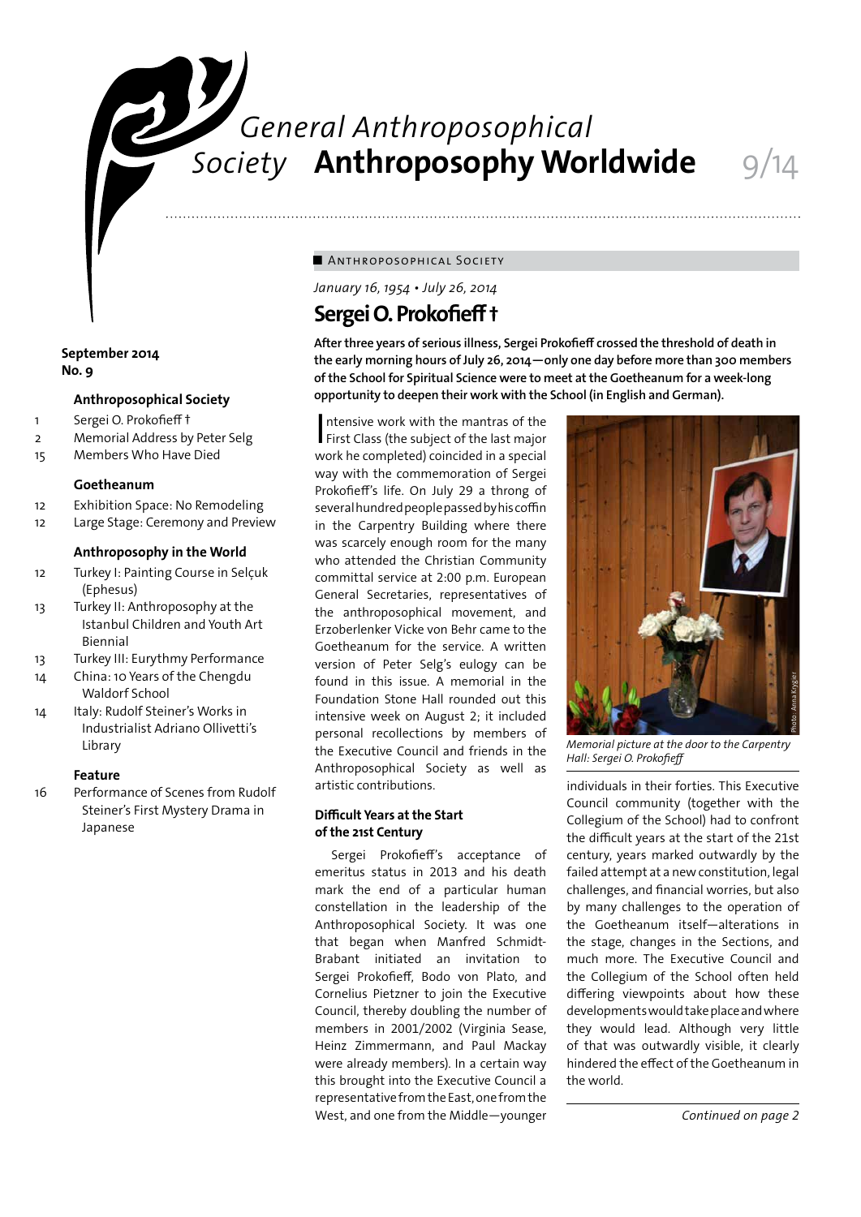# General Anthroposophical Society **Anthroposophy Worldwide** 9/14

**September 2014**
**No. 9**

**Anthroposophical Society**

1 Sergei O. Prokofieff †
2 Memorial Address by Peter Selg
15 Members Who Have Died

**Goetheanum**

12 Exhibition Space: No Remodeling
12 Large Stage: Ceremony and Preview

**Anthropsophy in the World**

12 Turkey I: Painting Course in Selçuk (Ephesus)
13 Turkey II: Anthroposophy at the Istanbul Children and Youth Art Biennial
13 Turkey III: Eurythmy Performance
14 China: 10 Years of the Chengdu Waldorf School
14 Italy: Rudolf Steiner's Works in Industrialist Adriano Ollivetti's Library

**Feature**

16 Performance of Scenes from Rudolf Steiner's First Mystery Drama in Japanese

■ Anthroposophical Society

*January 16, 1954 • July 26, 2014*

## Sergei O. Prokofieff †

**After three years of serious illness, Sergei Prokofieff crossed the threshold of death in the early morning hours of July 26, 2014—only one day before more than 300 members of the School for Spiritual Science were to meet at the Goetheanum for a week-long opportunity to deepen their work with the School (in English and German).**

Intensive work with the mantras of the First Class (the subject of the last major work he completed) coincided in a special way with the commemoration of Sergei Prokofieff's life. On July 29 a throng of several hundred people passed by his coffin in the Carpentry Building where there was scarcely enough room for the many who attended the Christian Community committal service at 2:00 p.m. European General Secretaries, representatives of the anthroposophical movement, and Erzoberlenker Vicke von Behr came to the Goetheanum for the service. A written version of Peter Selg's eulogy can be found in this issue. A memorial in the Foundation Stone Hall rounded out this intensive week on August 2; it included personal recollections by members of the Executive Council and friends in the Anthroposophical Society as well as artistic contributions.

*Memorial picture at the door to the Carpentry Hall: Sergei O. Prokofieff*

Photo: Anna Krygier

### Difficult Years at the Start of the 21st Century

Sergei Prokofieff's acceptance of emeritus status in 2013 and his death mark the end of a particular human constellation in the leadership of the Anthroposophical Society. It was one that began when Manfred Schmidt-Brabant initiated an invitation to Sergei Prokofieff, Bodo von Plato, and Cornelius Pietzner to join the Executive Council, thereby doubling the number of members in 2001/2002 (Virginia Sease, Heinz Zimmermann, and Paul Mackay were already members). In a certain way this brought into the Executive Council a representative from the East, one from the West, and one from the Middle—younger individuals in their forties. This Executive Council community (together with the Collegium of the School) had to confront the difficult years at the start of the 21st century, years marked outwardly by the failed attempt at a new constitution, legal challenges, and financial worries, but also by many challenges to the operation of the Goetheanum itself—alterations in the stage, changes in the Sections, and much more. The Executive Council and the Collegium of the School often held differing viewpoints about how these developments would take place and where they would lead. Although very little of that was outwardly visible, it clearly hindered the effect of the Goetheanum in the world.

*Continued on page 2*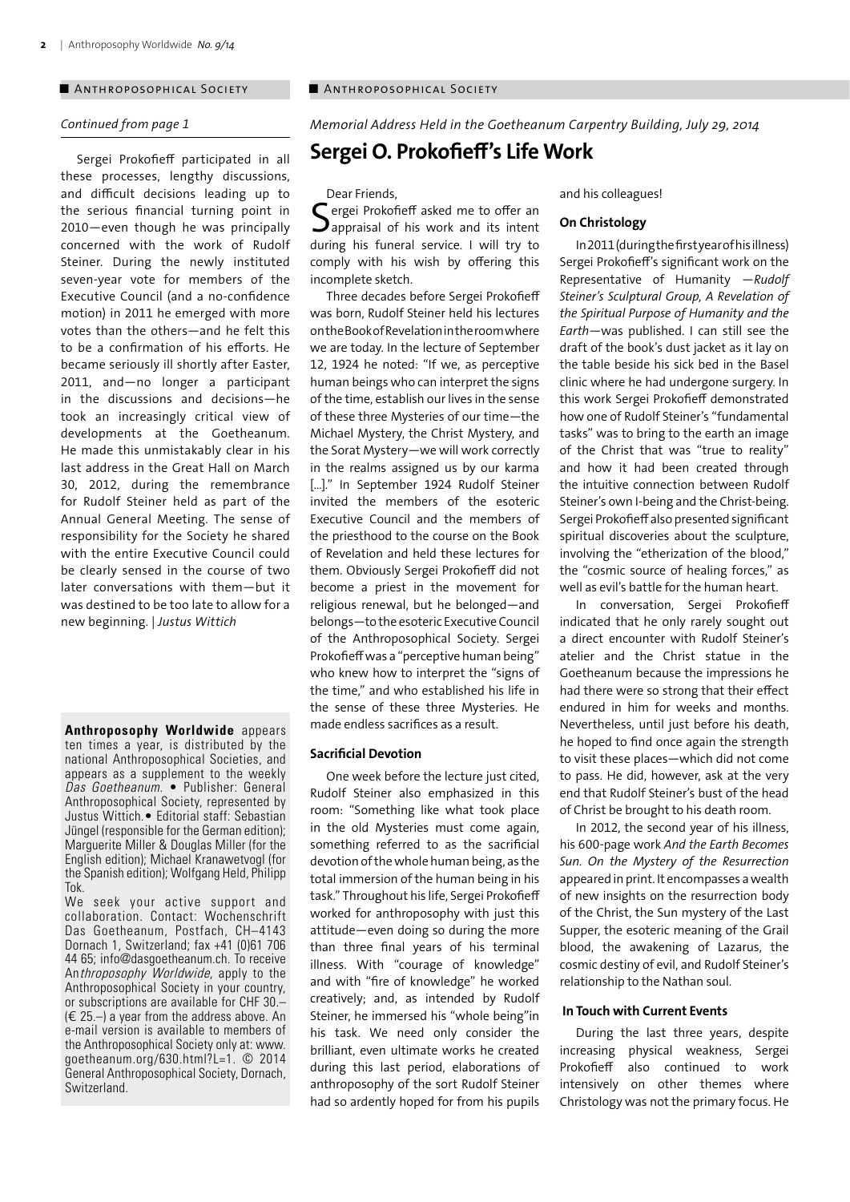## Anthroposophical Society

*Continued from page 1*

Sergei Prokofieff participated in all these processes, lengthy discussions, and difficult decisions leading up to the serious financial turning point in 2010—even though he was principally concerned with the work of Rudolf Steiner. During the newly instituted seven-year vote for members of the Executive Council (and a no-confidence motion) in 2011 he emerged with more votes than the others—and he felt this to be a confirmation of his efforts. He became seriously ill shortly after Easter, 2011, and—no longer a participant in the discussions and decisions—he took an increasingly critical view of developments at the Goetheanum. He made this unmistakably clear in his last address in the Great Hall on March 30, 2012, during the remembrance for Rudolf Steiner held as part of the Annual General Meeting. The sense of responsibility for the Society he shared with the entire Executive Council could be clearly sensed in the course of two later conversations with them—but it was destined to be too late to allow for a new beginning. | *Justus Wittich*

**Anthroposophy Worldwide** appears ten times a year, is distributed by the national Anthroposophical Societies, and appears as a supplement to the weekly *Das Goetheanum*. • Publisher: General Anthroposophical Society, represented by Justus Wittich.• Editorial staff: Sebastian Jüngel (responsible for the German edition); Marguerite Miller & Douglas Miller (for the English edition); Michael Kranawetvogl (for the Spanish edition); Wolfgang Held, Philipp Tok.
We seek your active support and collaboration. Contact: Wochenschrift Das Goetheanum, Postfach, CH–4143 Dornach 1, Switzerland; fax +41 (0)61 706 44 65; info@dasgoetheanum.ch. To receive *Anthroposophy Worldwide*, apply to the Anthroposophical Society in your country, or subscriptions are available for CHF 30.– (€ 25.–) a year from the address above. An e-mail version is available to members of the Anthroposophical Society only at: www.goetheanum.org/630.html?L=1. © 2014 General Anthroposophical Society, Dornach, Switzerland.

## Anthroposophical Society

*Memorial Address Held in the Goetheanum Carpentry Building, July 29, 2014*

# Sergei O. Prokofieff's Life Work

Dear Friends,

Sergei Prokofieff asked me to offer an appraisal of his work and its intent during his funeral service. I will try to comply with his wish by offering this incomplete sketch.

Three decades before Sergei Prokofieff was born, Rudolf Steiner held his lectures on the Book of Revelation in the room where we are today. In the lecture of September 12, 1924 he noted: "If we, as perceptive human beings who can interpret the signs of the time, establish our lives in the sense of these three Mysteries of our time—the Michael Mystery, the Christ Mystery, and the Sorat Mystery—we will work correctly in the realms assigned us by our karma [...]." In September 1924 Rudolf Steiner invited the members of the esoteric Executive Council and the members of the priesthood to the course on the Book of Revelation and held these lectures for them. Obviously Sergei Prokofieff did not become a priest in the movement for religious renewal, but he belonged—and belongs—to the esoteric Executive Council of the Anthroposophical Society. Sergei Prokofieff was a "perceptive human being" who knew how to interpret the "signs of the time," and who established his life in the sense of these three Mysteries. He made endless sacrifices as a result.

### Sacrificial Devotion

One week before the lecture just cited, Rudolf Steiner also emphasized in this room: "Something like what took place in the old Mysteries must come again, something referred to as the sacrificial devotion of the whole human being, as the total immersion of the human being in his task." Throughout his life, Sergei Prokofieff worked for anthroposophy with just this attitude—even doing so during the more than three final years of his terminal illness. With "courage of knowledge" and with "fire of knowledge" he worked creatively; and, as intended by Rudolf Steiner, he immersed his "whole being"in his task. We need only consider the brilliant, even ultimate works he created during this last period, elaborations of anthroposophy of the sort Rudolf Steiner had so ardently hoped for from his pupils and his colleagues!

### On Christology

In 2011 (during the first year of his illness) Sergei Prokofieff's significant work on the Representative of Humanity —*Rudolf Steiner's Sculptural Group, A Revelation of the Spiritual Purpose of Humanity and the Earth*—was published. I can still see the draft of the book's dust jacket as it lay on the table beside his sick bed in the Basel clinic where he had undergone surgery. In this work Sergei Prokofieff demonstrated how one of Rudolf Steiner's "fundamental tasks" was to bring to the earth an image of the Christ that was "true to reality" and how it had been created through the intuitive connection between Rudolf Steiner's own I-being and the Christ-being. Sergei Prokofieff also presented significant spiritual discoveries about the sculpture, involving the "etherization of the blood," the "cosmic source of healing forces," as well as evil's battle for the human heart.

In conversation, Sergei Prokofieff indicated that he only rarely sought out a direct encounter with Rudolf Steiner's atelier and the Christ statue in the Goetheanum because the impressions he had there were so strong that their effect endured in him for weeks and months. Nevertheless, until just before his death, he hoped to find once again the strength to visit these places—which did not come to pass. He did, however, ask at the very end that Rudolf Steiner's bust of the head of Christ be brought to his death room.

In 2012, the second year of his illness, his 600-page work *And the Earth Becomes Sun. On the Mystery of the Resurrection* appeared in print. It encompasses a wealth of new insights on the resurrection body of the Christ, the Sun mystery of the Last Supper, the esoteric meaning of the Grail blood, the awakening of Lazarus, the cosmic destiny of evil, and Rudolf Steiner's relationship to the Nathan soul.

### In Touch with Current Events

During the last three years, despite increasing physical weakness, Sergei Prokofieff also continued to work intensively on other themes where Christology was not the primary focus. He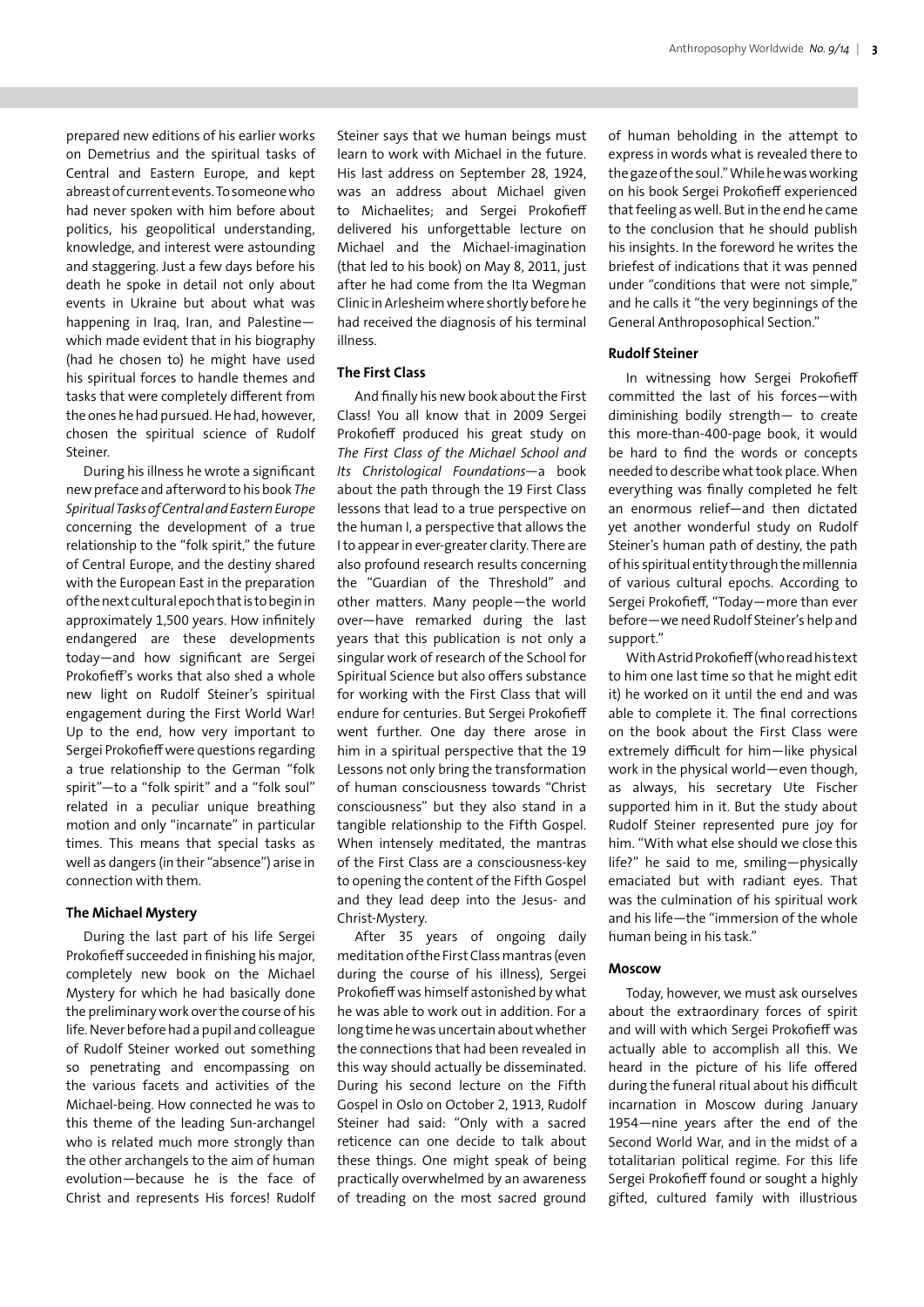prepared new editions of his earlier works on Demetrius and the spiritual tasks of Central and Eastern Europe, and kept abreast of current events. To someone who had never spoken with him before about politics, his geopolitical understanding, knowledge, and interest were astounding and staggering. Just a few days before his death he spoke in detail not only about events in Ukraine but about what was happening in Iraq, Iran, and Palestine—which made evident that in his biography (had he chosen to) he might have used his spiritual forces to handle themes and tasks that were completely different from the ones he had pursued. He had, however, chosen the spiritual science of Rudolf Steiner.

During his illness he wrote a significant new preface and afterword to his book *The Spiritual Tasks of Central and Eastern Europe* concerning the development of a true relationship to the "folk spirit," the future of Central Europe, and the destiny shared with the European East in the preparation of the next cultural epoch that is to begin in approximately 1,500 years. How infinitely endangered are these developments today—and how significant are Sergei Prokofieff's works that also shed a whole new light on Rudolf Steiner's spiritual engagement during the First World War! Up to the end, how very important to Sergei Prokofieff were questions regarding a true relationship to the German "folk spirit"—to a "folk spirit" and a "folk soul" related in a peculiar unique breathing motion and only "incarnate" in particular times. This means that special tasks as well as dangers (in their "absence") arise in connection with them.

### The Michael Mystery

During the last part of his life Sergei Prokofieff succeeded in finishing his major, completely new book on the Michael Mystery for which he had basically done the preliminary work over the course of his life. Never before had a pupil and colleague of Rudolf Steiner worked out something so penetrating and encompassing on the various facets and activities of the Michael-being. How connected he was to this theme of the leading Sun-archangel who is related much more strongly than the other archangels to the aim of human evolution—because he is the face of Christ and represents His forces! Rudolf Steiner says that we human beings must learn to work with Michael in the future. His last address on September 28, 1924, was an address about Michael given to Michaelites; and Sergei Prokofieff delivered his unforgettable lecture on Michael and the Michael-imagination (that led to his book) on May 8, 2011, just after he had come from the Ita Wegman Clinic in Arlesheim where shortly before he had received the diagnosis of his terminal illness.

### The First Class

And finally his new book about the First Class! You all know that in 2009 Sergei Prokofieff produced his great study on *The First Class of the Michael School and Its Christological Foundations*—a book about the path through the 19 First Class lessons that lead to a true perspective on the human I, a perspective that allows the I to appear in ever-greater clarity. There are also profound research results concerning the "Guardian of the Threshold" and other matters. Many people—the world over—have remarked during the last years that this publication is not only a singular work of research of the School for Spiritual Science but also offers substance for working with the First Class that will endure for centuries. But Sergei Prokofieff went further. One day there arose in him in a spiritual perspective that the 19 Lessons not only bring the transformation of human consciousness towards "Christ consciousness" but they also stand in a tangible relationship to the Fifth Gospel. When intensely meditated, the mantras of the First Class are a consciousness-key to opening the content of the Fifth Gospel and they lead deep into the Jesus- and Christ-Mystery.

After 35 years of ongoing daily meditation of the First Class mantras (even during the course of his illness), Sergei Prokofieff was himself astonished by what he was able to work out in addition. For a long time he was uncertain about whether the connections that had been revealed in this way should actually be disseminated. During his second lecture on the Fifth Gospel in Oslo on October 2, 1913, Rudolf Steiner had said: "Only with a sacred reticence can one decide to talk about these things. One might speak of being practically overwhelmed by an awareness of treading on the most sacred ground of human beholding in the attempt to express in words what is revealed there to the gaze of the soul." While he was working on his book Sergei Prokofieff experienced that feeling as well. But in the end he came to the conclusion that he should publish his insights. In the foreword he writes the briefest of indications that it was penned under "conditions that were not simple," and he calls it "the very beginnings of the General Anthroposophical Section."

### Rudolf Steiner

In witnessing how Sergei Prokofieff committed the last of his forces—with diminishing bodily strength— to create this more-than-400-page book, it would be hard to find the words or concepts needed to describe what took place. When everything was finally completed he felt an enormous relief—and then dictated yet another wonderful study on Rudolf Steiner's human path of destiny, the path of his spiritual entity through the millennia of various cultural epochs. According to Sergei Prokofieff, "Today—more than ever before—we need Rudolf Steiner's help and support."

With Astrid Prokofieff (who read his text to him one last time so that he might edit it) he worked on it until the end and was able to complete it. The final corrections on the book about the First Class were extremely difficult for him—like physical work in the physical world—even though, as always, his secretary Ute Fischer supported him in it. But the study about Rudolf Steiner represented pure joy for him. "With what else should we close this life?" he said to me, smiling—physically emaciated but with radiant eyes. That was the culmination of his spiritual work and his life—the "immersion of the whole human being in his task."

### Moscow

Today, however, we must ask ourselves about the extraordinary forces of spirit and will with which Sergei Prokofieff was actually able to accomplish all this. We heard in the picture of his life offered during the funeral ritual about his difficult incarnation in Moscow during January 1954—nine years after the end of the Second World War, and in the midst of a totalitarian political regime. For this life Sergei Prokofieff found or sought a highly gifted, cultured family with illustrious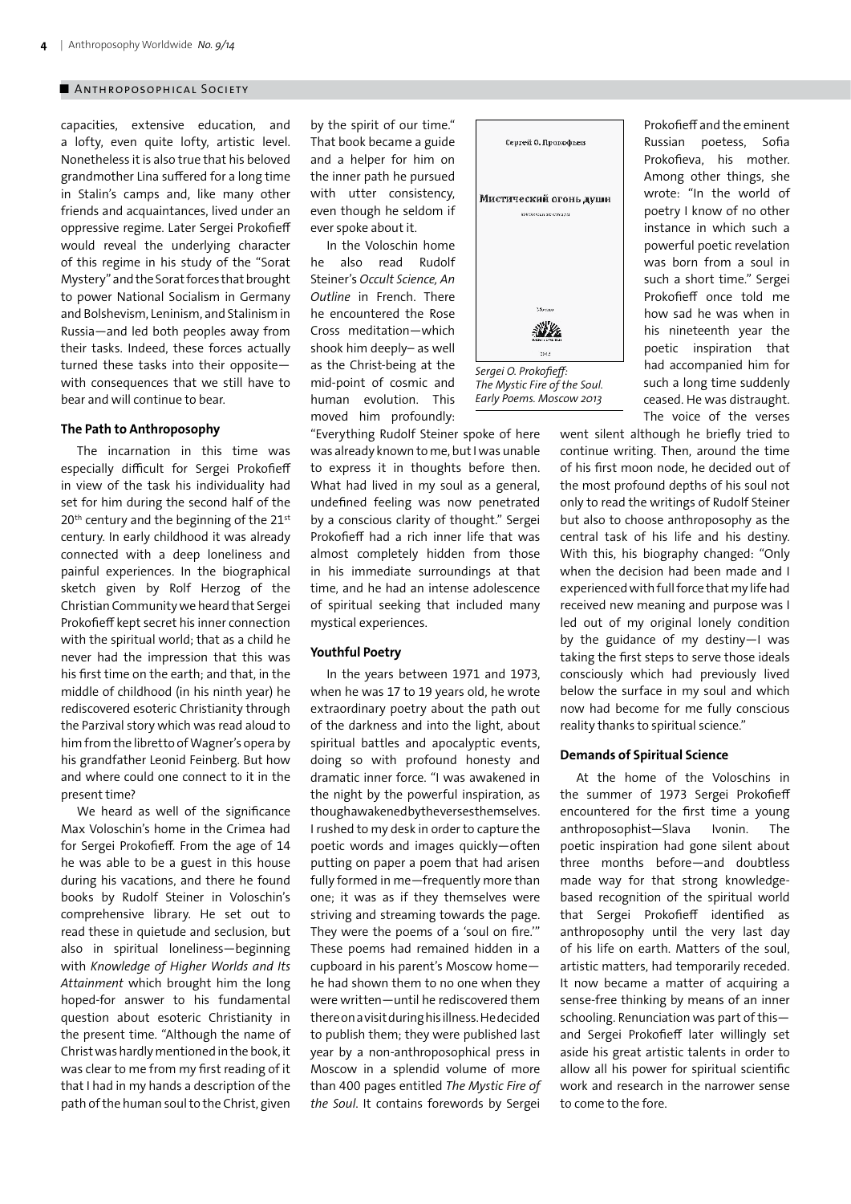capacities, extensive education, and a lofty, even quite lofty, artistic level. Nonetheless it is also true that his beloved grandmother Lina suffered for a long time in Stalin's camps and, like many other friends and acquaintances, lived under an oppressive regime. Later Sergei Prokofieff would reveal the underlying character of this regime in his study of the "Sorat Mystery" and the Sorat forces that brought to power National Socialism in Germany and Bolshevism, Leninism, and Stalinism in Russia—and led both peoples away from their tasks. Indeed, these forces actually turned these tasks into their opposite—with consequences that we still have to bear and will continue to bear.

### The Path to Anthroposophy

The incarnation in this time was especially difficult for Sergei Prokofieff in view of the task his individuality had set for him during the second half of the 20th century and the beginning of the 21st century. In early childhood it was already connected with a deep loneliness and painful experiences. In the biographical sketch given by Rolf Herzog of the Christian Community we heard that Sergei Prokofieff kept secret his inner connection with the spiritual world; that as a child he never had the impression that this was his first time on the earth; and that, in the middle of childhood (in his ninth year) he rediscovered esoteric Christianity through the Parzival story which was read aloud to him from the libretto of Wagner's opera by his grandfather Leonid Feinberg. But how and where could one connect to it in the present time?

We heard as well of the significance Max Voloschin's home in the Crimea had for Sergei Prokofieff. From the age of 14 he was able to be a guest in this house during his vacations, and there he found books by Rudolf Steiner in Voloschin's comprehensive library. He set out to read these in quietude and seclusion, but also in spiritual loneliness—beginning with *Knowledge of Higher Worlds and Its Attainment* which brought him the long hoped-for answer to his fundamental question about esoteric Christianity in the present time. "Although the name of Christ was hardly mentioned in the book, it was clear to me from my first reading of it that I had in my hands a description of the path of the human soul to the Christ, given by the spirit of our time." That book became a guide and a helper for him on the inner path he pursued with utter consistency, even though he seldom if ever spoke about it.

In the Voloschin home he also read Rudolf Steiner's *Occult Science, An Outline* in French. There he encountered the Rose Cross meditation—which shook him deeply— as well as the Christ-being at the mid-point of cosmic and human evolution. This moved him profoundly: "Everything Rudolf Steiner spoke of here was already known to me, but I was unable to express it in thoughts before then. What had lived in my soul as a general, undefined feeling was now penetrated by a conscious clarity of thought." Sergei Prokofieff had a rich inner life that was almost completely hidden from those in his immediate surroundings at that time, and he had an intense adolescence of spiritual seeking that included many mystical experiences.

### Youthful Poetry

In the years between 1971 and 1973, when he was 17 to 19 years old, he wrote extraordinary poetry about the path out of the darkness and into the light, about spiritual battles and apocalyptic events, doing so with profound honesty and dramatic inner force. "I was awakened in the night by the powerful inspiration, as though awakened by the verses themselves. I rushed to my desk in order to capture the poetic words and images quickly—often putting on paper a poem that had arisen fully formed in me—frequently more than one; it was as if they themselves were striving and streaming towards the page. They were the poems of a 'soul on fire.'" These poems had remained hidden in a cupboard in his parent's Moscow home—he had shown them to no one when they were written—until he rediscovered them there on a visit during his illness. He decided to publish them; they were published last year by a non-anthroposophical press in Moscow in a splendid volume of more than 400 pages entitled *The Mystic Fire of the Soul*. It contains forewords by Sergei Prokofieff and the eminent Russian poetess, Sofia Prokofieva, his mother. Among other things, she wrote: "In the world of poetry I know of no other instance in which such a powerful poetic revelation was born from a soul in such a short time." Sergei Prokofieff once told me how sad he was when in his nineteenth year the poetic inspiration that had accompanied him for such a long time suddenly ceased. He was distraught. The voice of the verses went silent although he briefly tried to continue writing. Then, around the time of his first moon node, he decided out of the most profound depths of his soul not only to read the writings of Rudolf Steiner but also to choose anthroposophy as the central task of his life and his destiny. With this, his biography changed: "Only when the decision had been made and I experienced with full force that my life had received new meaning and purpose was I led out of my original lonely condition by the guidance of my destiny—I was taking the first steps to serve those ideals consciously which had previously lived below the surface in my soul and which now had become for me fully conscious reality thanks to spiritual science."

*Sergei O. Prokofieff: The Mystic Fire of the Soul. Early Poems. Moscow 2013*

### Demands of Spiritual Science

At the home of the Voloschins in the summer of 1973 Sergei Prokofieff encountered for the first time a young anthroposophist—Slava Ivonin. The poetic inspiration had gone silent about three months before—and doubtless made way for that strong knowledge-based recognition of the spiritual world that Sergei Prokofieff identified as anthroposophy until the very last day of his life on earth. Matters of the soul, artistic matters, had temporarily receded. It now became a matter of acquiring a sense-free thinking by means of an inner schooling. Renunciation was part of this—and Sergei Prokofieff later willingly set aside his great artistic talents in order to allow all his power for spiritual scientific work and research in the narrower sense to come to the fore.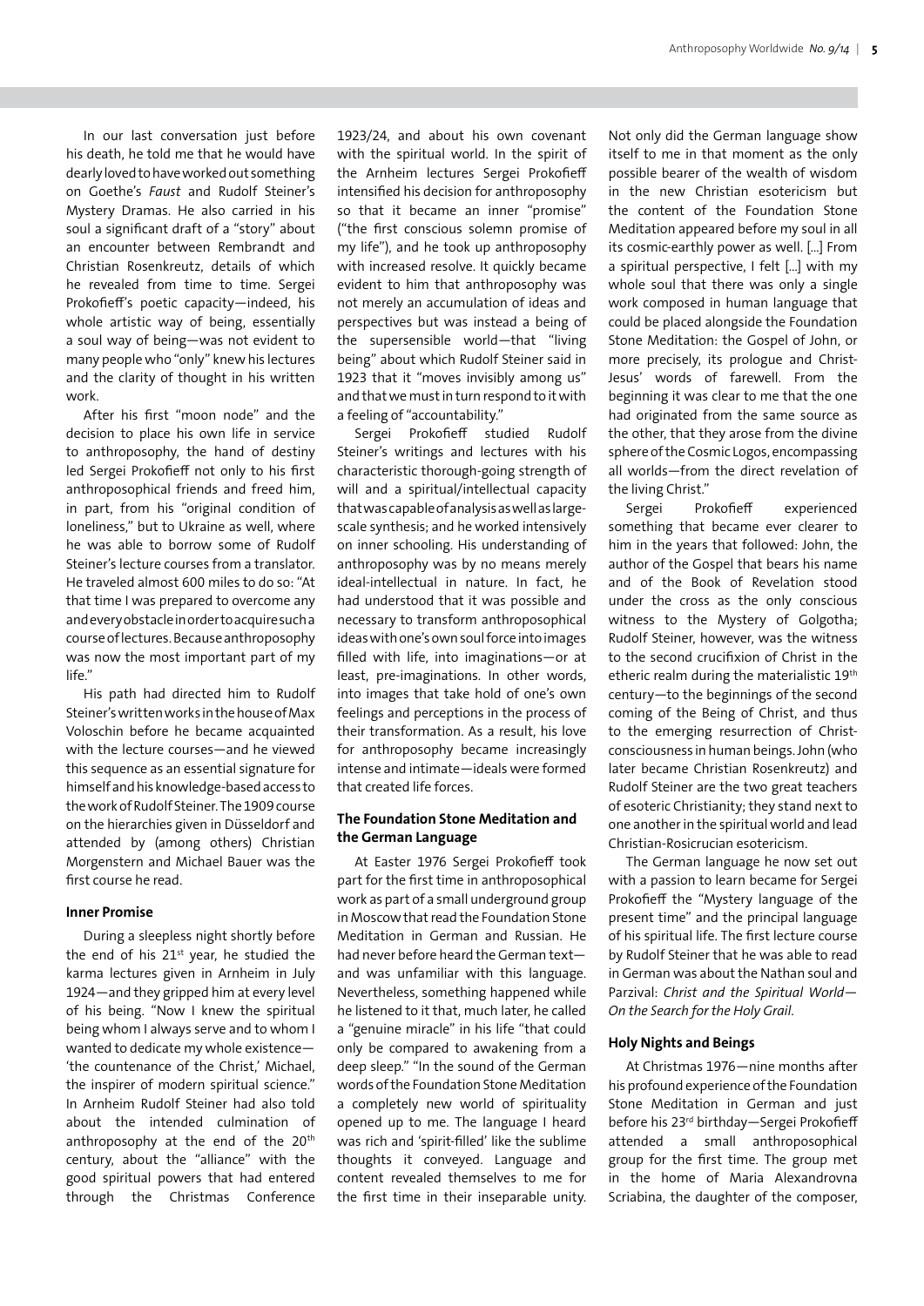In our last conversation just before his death, he told me that he would have dearly loved to have worked out something on Goethe's *Faust* and Rudolf Steiner's Mystery Dramas. He also carried in his soul a significant draft of a "story" about an encounter between Rembrandt and Christian Rosenkreutz, details of which he revealed from time to time. Sergei Prokofieff's poetic capacity—indeed, his whole artistic way of being, essentially a soul way of being—was not evident to many people who "only" knew his lectures and the clarity of thought in his written work.

After his first "moon node" and the decision to place his own life in service to anthroposophy, the hand of destiny led Sergei Prokofieff not only to his first anthroposophical friends and freed him, in part, from his "original condition of loneliness," but to Ukraine as well, where he was able to borrow some of Rudolf Steiner's lecture courses from a translator. He traveled almost 600 miles to do so: "At that time I was prepared to overcome any and every obstacle in order to acquire such a course of lectures. Because anthroposophy was now the most important part of my life."

His path had directed him to Rudolf Steiner's written works in the house of Max Voloschin before he became acquainted with the lecture courses—and he viewed this sequence as an essential signature for himself and his knowledge-based access to the work of Rudolf Steiner. The 1909 course on the hierarchies given in Düsseldorf and attended by (among others) Christian Morgenstern and Michael Bauer was the first course he read.

### Inner Promise

During a sleepless night shortly before the end of his 21st year, he studied the karma lectures given in Arnheim in July 1924—and they gripped him at every level of his being. "Now I knew the spiritual being whom I always serve and to whom I wanted to dedicate my whole existence—'the countenance of the Christ,' Michael, the inspirer of modern spiritual science." In Arnheim Rudolf Steiner had also told about the intended culmination of anthroposophy at the end of the 20th century, about the "alliance" with the good spiritual powers that had entered through the Christmas Conference 1923/24, and about his own covenant with the spiritual world. In the spirit of the Arnheim lectures Sergei Prokofieff intensified his decision for anthroposophy so that it became an inner "promise" ("the first conscious solemn promise of my life"), and he took up anthroposophy with increased resolve. It quickly became evident to him that anthroposophy was not merely an accumulation of ideas and perspectives but was instead a being of the supersensible world—that "living being" about which Rudolf Steiner said in 1923 that it "moves invisibly among us" and that we must in turn respond to it with a feeling of "accountability."

Sergei Prokofieff studied Rudolf Steiner's writings and lectures with his characteristic thorough-going strength of will and a spiritual/intellectual capacity that was capable of analysis as well as large-scale synthesis; and he worked intensively on inner schooling. His understanding of anthroposophy was by no means merely ideal-intellectual in nature. In fact, he had understood that it was possible and necessary to transform anthroposophical ideas with one's own soul force into images filled with life, into imaginations—or at least, pre-imaginations. In other words, into images that take hold of one's own feelings and perceptions in the process of their transformation. As a result, his love for anthroposophy became increasingly intense and intimate—ideals were formed that created life forces.

### The Foundation Stone Meditation and the German Language

At Easter 1976 Sergei Prokofieff took part for the first time in anthroposophical work as part of a small underground group in Moscow that read the Foundation Stone Meditation in German and Russian. He had never before heard the German text—and was unfamiliar with this language. Nevertheless, something happened while he listened to it that, much later, he called a "genuine miracle" in his life "that could only be compared to awakening from a deep sleep." "In the sound of the German words of the Foundation Stone Meditation a completely new world of spirituality opened up to me. The language I heard was rich and 'spirit-filled' like the sublime thoughts it conveyed. Language and content revealed themselves to me for the first time in their inseparable unity. Not only did the German language show itself to me in that moment as the only possible bearer of the wealth of wisdom in the new Christian esotericism but the content of the Foundation Stone Meditation appeared before my soul in all its cosmic-earthly power as well. [...] From a spiritual perspective, I felt [...] with my whole soul that there was only a single work composed in human language that could be placed alongside the Foundation Stone Meditation: the Gospel of John, or more precisely, its prologue and Christ-Jesus' words of farewell. From the beginning it was clear to me that the one had originated from the same source as the other, that they arose from the divine sphere of the Cosmic Logos, encompassing all worlds—from the direct revelation of the living Christ."

Sergei Prokofieff experienced something that became ever clearer to him in the years that followed: John, the author of the Gospel that bears his name and of the Book of Revelation stood under the cross as the only conscious witness to the Mystery of Golgotha; Rudolf Steiner, however, was the witness to the second crucifixion of Christ in the etheric realm during the materialistic 19th century—to the beginnings of the second coming of the Being of Christ, and thus to the emerging resurrection of Christ-consciousness in human beings. John (who later became Christian Rosenkreutz) and Rudolf Steiner are the two great teachers of esoteric Christianity; they stand next to one another in the spiritual world and lead Christian-Rosicrucian esotericism.

The German language he now set out with a passion to learn became for Sergei Prokofieff the "Mystery language of the present time" and the principal language of his spiritual life. The first lecture course by Rudolf Steiner that he was able to read in German was about the Nathan soul and Parzival: *Christ and the Spiritual World—On the Search for the Holy Grail.*

### Holy Nights and Beings

At Christmas 1976—nine months after his profound experience of the Foundation Stone Meditation in German and just before his 23rd birthday—Sergei Prokofieff attended a small anthroposophical group for the first time. The group met in the home of Maria Alexandrovna Scriabina, the daughter of the composer,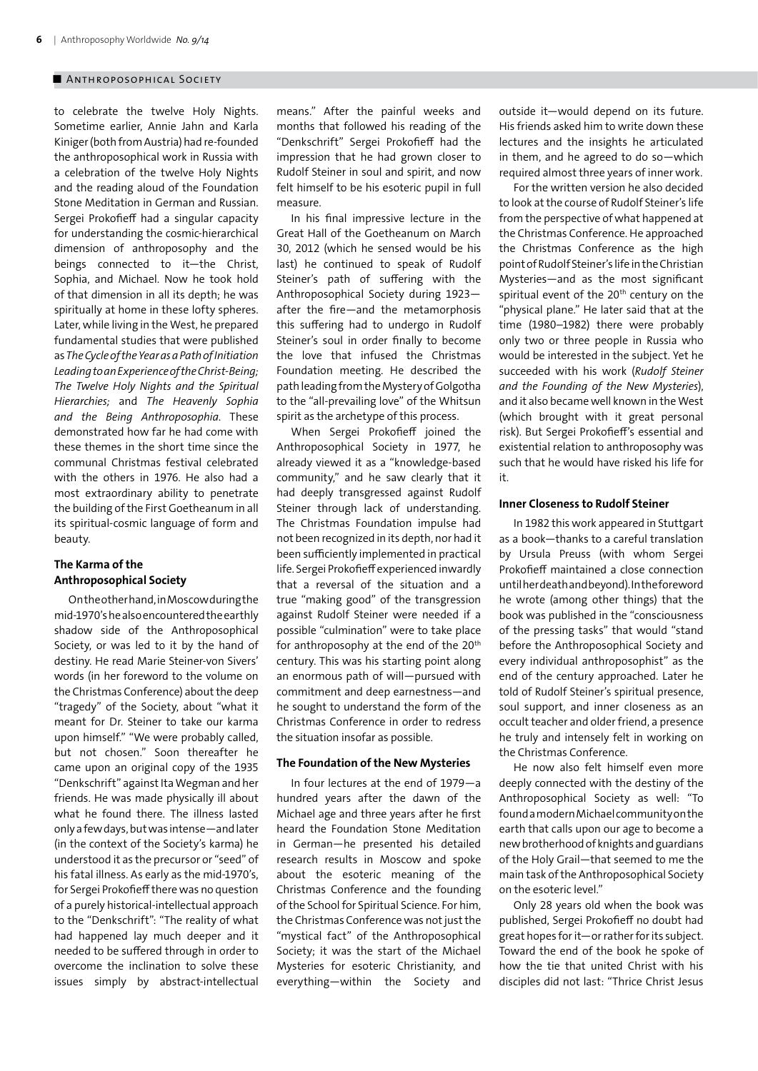to celebrate the twelve Holy Nights. Sometime earlier, Annie Jahn and Karla Kiniger (both from Austria) had re-founded the anthroposophical work in Russia with a celebration of the twelve Holy Nights and the reading aloud of the Foundation Stone Meditation in German and Russian. Sergei Prokofieff had a singular capacity for understanding the cosmic-hierarchical dimension of anthroposophy and the beings connected to it—the Christ, Sophia, and Michael. Now he took hold of that dimension in all its depth; he was spiritually at home in these lofty spheres. Later, while living in the West, he prepared fundamental studies that were published as *The Cycle of the Year as a Path of Initiation Leading to an Experience of the Christ-Being; The Twelve Holy Nights and the Spiritual Hierarchies;* and *The Heavenly Sophia and the Being Anthroposophia.* These demonstrated how far he had come with these themes in the short time since the communal Christmas festival celebrated with the others in 1976. He also had a most extraordinary ability to penetrate the building of the First Goetheanum in all its spiritual-cosmic language of form and beauty.

### The Karma of the Anthroposophical Society

On the other hand, in Moscow during the mid-1970's he also encountered the earthly shadow side of the Anthroposophical Society, or was led to it by the hand of destiny. He read Marie Steiner-von Sivers' words (in her foreword to the volume on the Christmas Conference) about the deep "tragedy" of the Society, about "what it meant for Dr. Steiner to take our karma upon himself." "We were probably called, but not chosen." Soon thereafter he came upon an original copy of the 1935 "Denkschrift" against Ita Wegman and her friends. He was made physically ill about what he found there. The illness lasted only a few days, but was intense—and later (in the context of the Society's karma) he understood it as the precursor or "seed" of his fatal illness. As early as the mid-1970's, for Sergei Prokofieff there was no question of a purely historical-intellectual approach to the "Denkschrift": "The reality of what had happened lay much deeper and it needed to be suffered through in order to overcome the inclination to solve these issues simply by abstract-intellectual means." After the painful weeks and months that followed his reading of the "Denkschrift" Sergei Prokofieff had the impression that he had grown closer to Rudolf Steiner in soul and spirit, and now felt himself to be his esoteric pupil in full measure.

In his final impressive lecture in the Great Hall of the Goetheanum on March 30, 2012 (which he sensed would be his last) he continued to speak of Rudolf Steiner's path of suffering with the Anthroposophical Society during 1923—after the fire—and the metamorphosis this suffering had to undergo in Rudolf Steiner's soul in order finally to become the love that infused the Christmas Foundation meeting. He described the path leading from the Mystery of Golgotha to the "all-prevailing love" of the Whitsun spirit as the archetype of this process.

When Sergei Prokofieff joined the Anthroposophical Society in 1977, he already viewed it as a "knowledge-based community," and he saw clearly that it had deeply transgressed against Rudolf Steiner through lack of understanding. The Christmas Foundation impulse had not been recognized in its depth, nor had it been sufficiently implemented in practical life. Sergei Prokofieff experienced inwardly that a reversal of the situation and a true "making good" of the transgression against Rudolf Steiner were needed if a possible "culmination" were to take place for anthroposophy at the end of the 20th century. This was his starting point along an enormous path of will—pursued with commitment and deep earnestness—and he sought to understand the form of the Christmas Conference in order to redress the situation insofar as possible.

### The Foundation of the New Mysteries

In four lectures at the end of 1979—a hundred years after the dawn of the Michael age and three years after he first heard the Foundation Stone Meditation in German—he presented his detailed research results in Moscow and spoke about the esoteric meaning of the Christmas Conference and the founding of the School for Spiritual Science. For him, the Christmas Conference was not just the "mystical fact" of the Anthroposophical Society; it was the start of the Michael Mysteries for esoteric Christianity, and everything—within the Society and outside it—would depend on its future. His friends asked him to write down these lectures and the insights he articulated in them, and he agreed to do so—which required almost three years of inner work.

For the written version he also decided to look at the course of Rudolf Steiner's life from the perspective of what happened at the Christmas Conference. He approached the Christmas Conference as the high point of Rudolf Steiner's life in the Christian Mysteries—and as the most significant spiritual event of the 20th century on the "physical plane." He later said that at the time (1980–1982) there were probably only two or three people in Russia who would be interested in the subject. Yet he succeeded with his work (*Rudolf Steiner and the Founding of the New Mysteries*), and it also became well known in the West (which brought with it great personal risk). But Sergei Prokofieff's essential and existential relation to anthroposophy was such that he would have risked his life for it.

### Inner Closeness to Rudolf Steiner

In 1982 this work appeared in Stuttgart as a book—thanks to a careful translation by Ursula Preuss (with whom Sergei Prokofieff maintained a close connection until her death and beyond). In the foreword he wrote (among other things) that the book was published in the "consciousness of the pressing tasks" that would "stand before the Anthroposophical Society and every individual anthroposophist" as the end of the century approached. Later he told of Rudolf Steiner's spiritual presence, soul support, and inner closeness as an occult teacher and older friend, a presence he truly and intensely felt in working on the Christmas Conference.

He now also felt himself even more deeply connected with the destiny of the Anthroposophical Society as well: "To found a modern Michael community on the earth that calls upon our age to become a new brotherhood of knights and guardians of the Holy Grail—that seemed to me the main task of the Anthroposophical Society on the esoteric level."

Only 28 years old when the book was published, Sergei Prokofieff no doubt had great hopes for it—or rather for its subject. Toward the end of the book he spoke of how the tie that united Christ with his disciples did not last: "Thrice Christ Jesus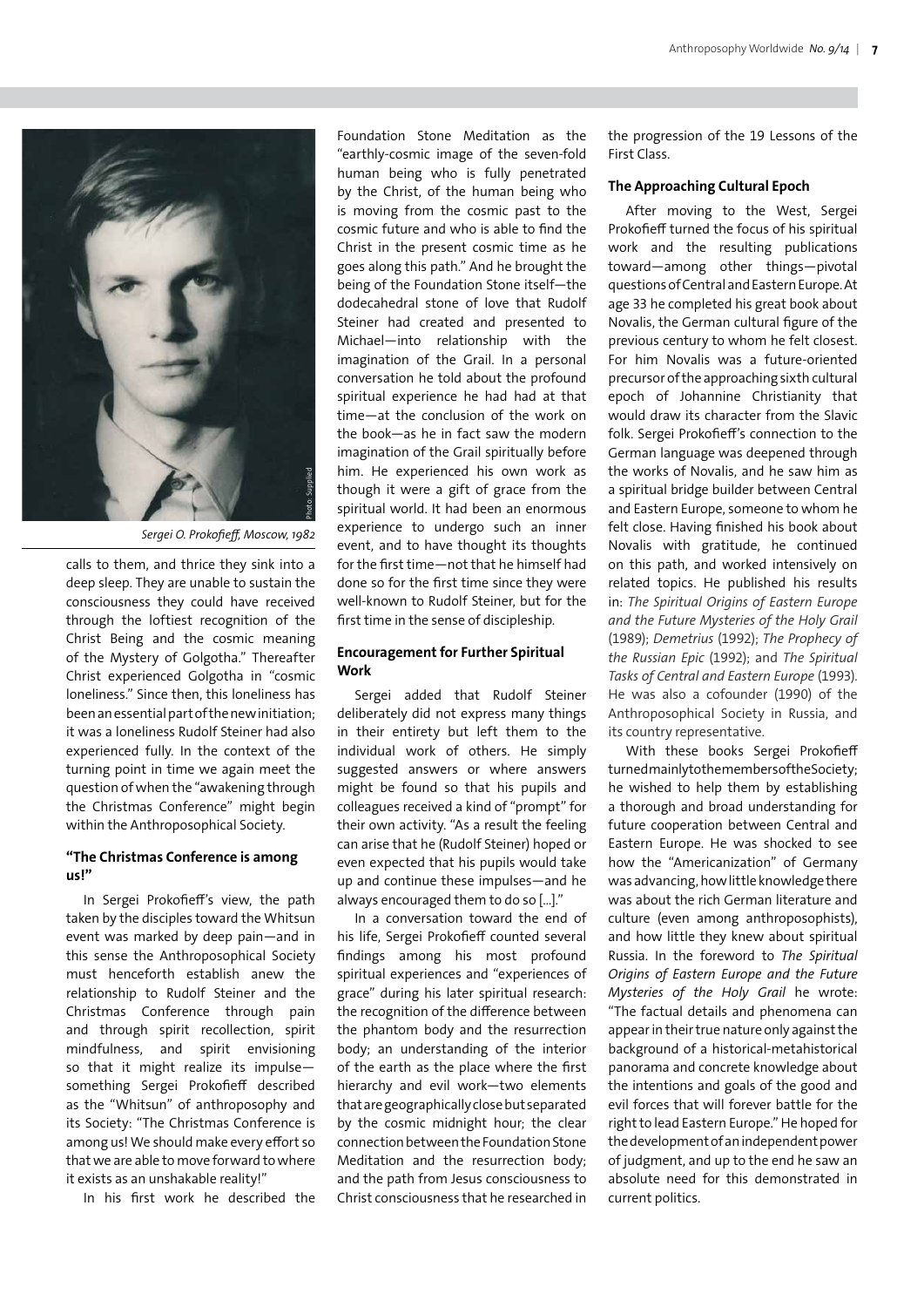*Sergei O. Prokofieff, Moscow, 1982*

calls to them, and thrice they sink into a deep sleep. They are unable to sustain the consciousness they could have received through the loftiest recognition of the Christ Being and the cosmic meaning of the Mystery of Golgotha." Thereafter Christ experienced Golgotha in "cosmic loneliness." Since then, this loneliness has been an essential part of the new initiation; it was a loneliness Rudolf Steiner had also experienced fully. In the context of the turning point in time we again meet the question of when the "awakening through the Christmas Conference" might begin within the Anthroposophical Society.

### "The Christmas Conference is among us!"

In Sergei Prokofieff's view, the path taken by the disciples toward the Whitsun event was marked by deep pain—and in this sense the Anthroposophical Society must henceforth establish anew the relationship to Rudolf Steiner and the Christmas Conference through pain and through spirit recollection, spirit mindfulness, and spirit envisioning so that it might realize its impulse—something Sergei Prokofieff described as the "Whitsun" of anthroposophy and its Society: "The Christmas Conference is among us! We should make every effort so that we are able to move forward to where it exists as an unshakable reality!"

In his first work he described the Foundation Stone Meditation as the "earthly-cosmic image of the seven-fold human being who is fully penetrated by the Christ, of the human being who is moving from the cosmic past to the cosmic future and who is able to find the Christ in the present cosmic time as he goes along this path." And he brought the being of the Foundation Stone itself—the dodecahedral stone of love that Rudolf Steiner had created and presented to Michael—into relationship with the imagination of the Grail. In a personal conversation he told about the profound spiritual experience he had had at that time—at the conclusion of the work on the book—as he in fact saw the modern imagination of the Grail spiritually before him. He experienced his own work as though it were a gift of grace from the spiritual world. It had been an enormous experience to undergo such an inner event, and to have thought its thoughts for the first time—not that he himself had done so for the first time since they were well-known to Rudolf Steiner, but for the first time in the sense of discipleship.

### Encouragement for Further Spiritual Work

Sergei added that Rudolf Steiner deliberately did not express many things in their entirety but left them to the individual work of others. He simply suggested answers or where answers might be found so that his pupils and colleagues received a kind of "prompt" for their own activity. "As a result the feeling can arise that he (Rudolf Steiner) hoped or even expected that his pupils would take up and continue these impulses—and he always encouraged them to do so [...]."

In a conversation toward the end of his life, Sergei Prokofieff counted several findings among his most profound spiritual experiences and "experiences of grace" during his later spiritual research: the recognition of the difference between the phantom body and the resurrection body; an understanding of the interior of the earth as the place where the first hierarchy and evil work—two elements that are geographically close but separated by the cosmic midnight hour; the clear connection between the Foundation Stone Meditation and the resurrection body; and the path from Jesus consciousness to Christ consciousness that he researched in the progression of the 19 Lessons of the First Class.

### The Approaching Cultural Epoch

After moving to the West, Sergei Prokofieff turned the focus of his spiritual work and the resulting publications toward—among other things—pivotal questions of Central and Eastern Europe. At age 33 he completed his great book about Novalis, the German cultural figure of the previous century to whom he felt closest. For him Novalis was a future-oriented precursor of the approaching sixth cultural epoch of Johannine Christianity that would draw its character from the Slavic folk. Sergei Prokofieff's connection to the German language was deepened through the works of Novalis, and he saw him as a spiritual bridge builder between Central and Eastern Europe, someone to whom he felt close. Having finished his book about Novalis with gratitude, he continued on this path, and worked intensively on related topics. He published his results in: *The Spiritual Origins of Eastern Europe and the Future Mysteries of the Holy Grail* (1989); *Demetrius* (1992); *The Prophecy of the Russian Epic* (1992); and *The Spiritual Tasks of Central and Eastern Europe* (1993). He was also a cofounder (1990) of the Anthroposophical Society in Russia, and its country representative.

With these books Sergei Prokofieff turned mainly to the members of the Society; he wished to help them by establishing a thorough and broad understanding for future cooperation between Central and Eastern Europe. He was shocked to see how the "Americanization" of Germany was advancing, how little knowledge there was about the rich German literature and culture (even among anthroposophists), and how little they knew about spiritual Russia. In the foreword to *The Spiritual Origins of Eastern Europe and the Future Mysteries of the Holy Grail* he wrote: "The factual details and phenomena can appear in their true nature only against the background of a historical-metahistorical panorama and concrete knowledge about the intentions and goals of the good and evil forces that will forever battle for the right to lead Eastern Europe." He hoped for the development of an independent power of judgment, and up to the end he saw an absolute need for this demonstrated in current politics.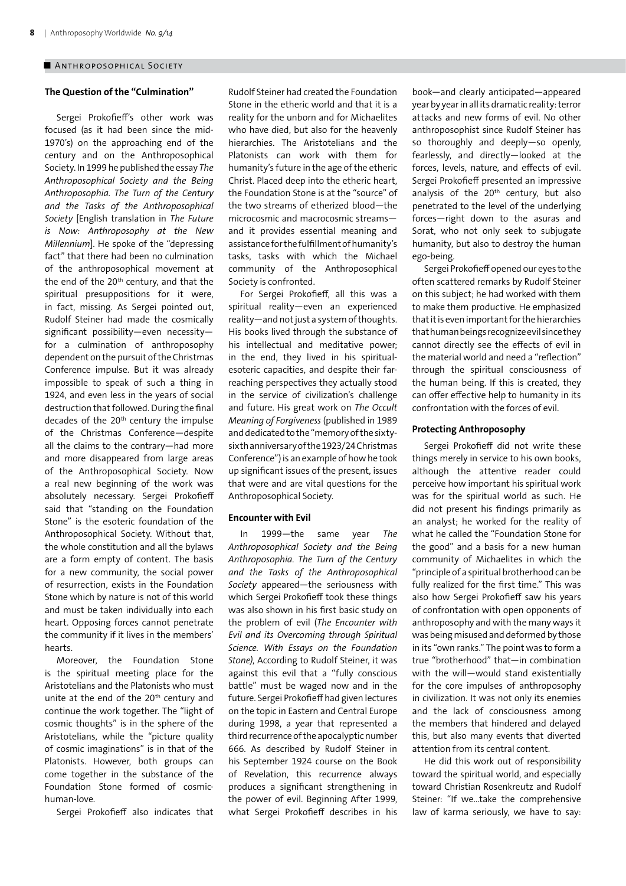## Anthroposophical Society

### The Question of the "Culmination"

Sergei Prokofieff's other work was focused (as it had been since the mid-1970's) on the approaching end of the century and on the Anthroposophical Society. In 1999 he published the essay *The Anthroposophical Society and the Being Anthroposophia. The Turn of the Century and the Tasks of the Anthroposophical Society* [English translation in *The Future is Now: Anthroposophy at the New Millennium*]. He spoke of the "depressing fact" that there had been no culmination of the anthroposophical movement at the end of the 20th century, and that the spiritual presuppositions for it were, in fact, missing. As Sergei pointed out, Rudolf Steiner had made the cosmically significant possibility—even necessity—for a culmination of anthroposophy dependent on the pursuit of the Christmas Conference impulse. But it was already impossible to speak of such a thing in 1924, and even less in the years of social destruction that followed. During the final decades of the 20th century the impulse of the Christmas Conference—despite all the claims to the contrary—had more and more disappeared from large areas of the Anthroposophical Society. Now a real new beginning of the work was absolutely necessary. Sergei Prokofieff said that "standing on the Foundation Stone" is the esoteric foundation of the Anthroposophical Society. Without that, the whole constitution and all the bylaws are a form empty of content. The basis for a new community, the social power of resurrection, exists in the Foundation Stone which by nature is not of this world and must be taken individually into each heart. Opposing forces cannot penetrate the community if it lives in the members' hearts.

Moreover, the Foundation Stone is the spiritual meeting place for the Aristotelians and the Platonists who must unite at the end of the 20th century and continue the work together. The "light of cosmic thoughts" is in the sphere of the Aristotelians, while the "picture quality of cosmic imaginations" is in that of the Platonists. However, both groups can come together in the substance of the Foundation Stone formed of cosmic-human-love.

Sergei Prokofieff also indicates that Rudolf Steiner had created the Foundation Stone in the etheric world and that it is a reality for the unborn and for Michaelites who have died, but also for the heavenly hierarchies. The Aristotelians and the Platonists can work with them for humanity's future in the age of the etheric Christ. Placed deep into the etheric heart, the Foundation Stone is at the "source" of the two streams of etherized blood—the microcosmic and macrocosmic streams—and it provides essential meaning and assistance for the fulfillment of humanity's tasks, tasks with which the Michael community of the Anthroposophical Society is confronted.

For Sergei Prokofieff, all this was a spiritual reality—even an experienced reality—and not just a system of thoughts. His books lived through the substance of his intellectual and meditative power; in the end, they lived in his spiritual-esoteric capacities, and despite their far-reaching perspectives they actually stood in the service of civilization's challenge and future. His great work on *The Occult Meaning of Forgiveness* (published in 1989 and dedicated to the "memory of the sixty-sixth anniversary of the 1923/24 Christmas Conference") is an example of how he took up significant issues of the present, issues that were and are vital questions for the Anthroposophical Society.

### Encounter with Evil

In 1999—the same year *The Anthroposophical Society and the Being Anthroposophia. The Turn of the Century and the Tasks of the Anthroposophical Society* appeared—the seriousness with which Sergei Prokofieff took these things was also shown in his first basic study on the problem of evil (*The Encounter with Evil and its Overcoming through Spiritual Science. With Essays on the Foundation Stone)*, According to Rudolf Steiner, it was against this evil that a "fully conscious battle" must be waged now and in the future. Sergei Prokofieff had given lectures on the topic in Eastern and Central Europe during 1998, a year that represented a third recurrence of the apocalyptic number 666. As described by Rudolf Steiner in his September 1924 course on the Book of Revelation, this recurrence always produces a significant strengthening in the power of evil. Beginning After 1999, what Sergei Prokofieff describes in his book—and clearly anticipated—appeared year by year in all its dramatic reality: terror attacks and new forms of evil. No other anthroposophist since Rudolf Steiner has so thoroughly and deeply—so openly, fearlessly, and directly—looked at the forces, levels, nature, and effects of evil. Sergei Prokofieff presented an impressive analysis of the 20th century, but also penetrated to the level of the underlying forces—right down to the asuras and Sorat, who not only seek to subjugate humanity, but also to destroy the human ego-being.

Sergei Prokofieff opened our eyes to the often scattered remarks by Rudolf Steiner on this subject; he had worked with them to make them productive. He emphasized that it is even important for the hierarchies that human beings recognize evil since they cannot directly see the effects of evil in the material world and need a "reflection" through the spiritual consciousness of the human being. If this is created, they can offer effective help to humanity in its confrontation with the forces of evil.

### Protecting Anthroposophy

Sergei Prokofieff did not write these things merely in service to his own books, although the attentive reader could perceive how important his spiritual work was for the spiritual world as such. He did not present his findings primarily as an analyst; he worked for the reality of what he called the "Foundation Stone for the good" and a basis for a new human community of Michaelites in which the "principle of a spiritual brotherhood can be fully realized for the first time." This was also how Sergei Prokofieff saw his years of confrontation with open opponents of anthroposophy and with the many ways it was being misused and deformed by those in its "own ranks." The point was to form a true "brotherhood" that—in combination with the will—would stand existentially for the core impulses of anthroposophy in civilization. It was not only its enemies and the lack of consciousness among the members that hindered and delayed this, but also many events that diverted attention from its central content.

He did this work out of responsibility toward the spiritual world, and especially toward Christian Rosenkreutz and Rudolf Steiner: "If we...take the comprehensive law of karma seriously, we have to say: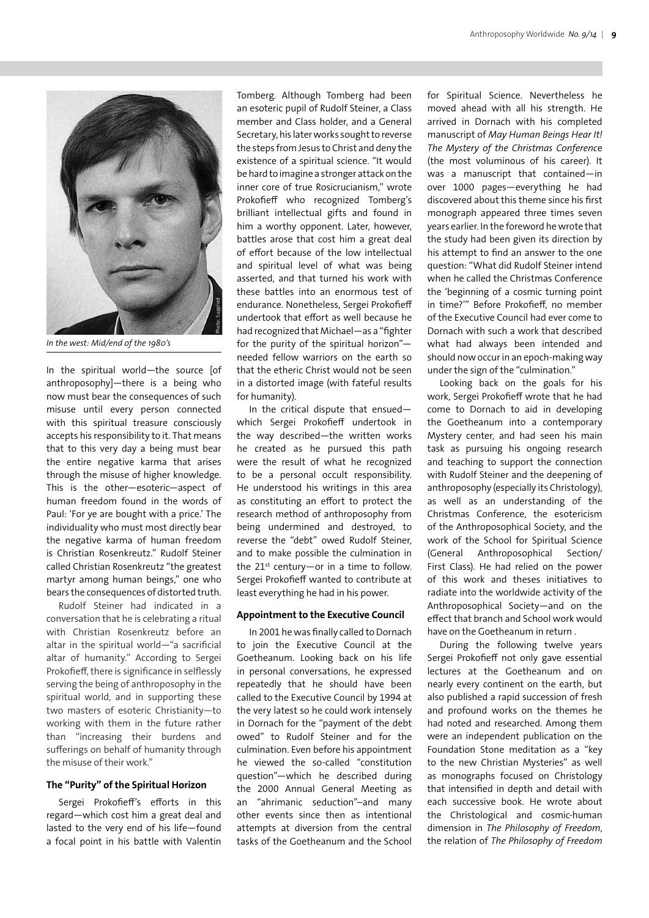In the west: Mid/end of the 1980's

In the spiritual world—the source [of anthroposophy]—there is a being who now must bear the consequences of such misuse until every person connected with this spiritual treasure consciously accepts his responsibility to it. That means that to this very day a being must bear the entire negative karma that arises through the misuse of higher knowledge. This is the other—esoteric—aspect of human freedom found in the words of Paul: 'For ye are bought with a price.' The individuality who must most directly bear the negative karma of human freedom is Christian Rosenkreutz." Rudolf Steiner called Christian Rosenkreutz "the greatest martyr among human beings," one who bears the consequences of distorted truth.

Rudolf Steiner had indicated in a conversation that he is celebrating a ritual with Christian Rosenkreutz before an altar in the spiritual world—"a sacrificial altar of humanity." According to Sergei Prokofieff, there is significance in selflessly serving the being of anthroposophy in the spiritual world, and in supporting these two masters of esoteric Christianity—to working with them in the future rather than "increasing their burdens and sufferings on behalf of humanity through the misuse of their work."

### The "Purity" of the Spiritual Horizon

Sergei Prokofieff's efforts in this regard—which cost him a great deal and lasted to the very end of his life—found a focal point in his battle with Valentin Tomberg. Although Tomberg had been an esoteric pupil of Rudolf Steiner, a Class member and Class holder, and a General Secretary, his later works sought to reverse the steps from Jesus to Christ and deny the existence of a spiritual science. "It would be hard to imagine a stronger attack on the inner core of true Rosicrucianism," wrote Prokofieff who recognized Tomberg's brilliant intellectual gifts and found in him a worthy opponent. Later, however, battles arose that cost him a great deal of effort because of the low intellectual and spiritual level of what was being asserted, and that turned his work with these battles into an enormous test of endurance. Nonetheless, Sergei Prokofieff undertook that effort as well because he had recognized that Michael—as a "fighter for the purity of the spiritual horizon"—needed fellow warriors on the earth so that the etheric Christ would not be seen in a distorted image (with fateful results for humanity).

In the critical dispute that ensued—which Sergei Prokofieff undertook in the way described—the written works he created as he pursued this path were the result of what he recognized to be a personal occult responsibility. He understood his writings in this area as constituting an effort to protect the research method of anthroposophy from being undermined and destroyed, to reverse the "debt" owed Rudolf Steiner, and to make possible the culmination in the 21st century—or in a time to follow. Sergei Prokofieff wanted to contribute at least everything he had in his power.

### Appointment to the Executive Council

In 2001 he was finally called to Dornach to join the Executive Council at the Goetheanum. Looking back on his life in personal conversations, he expressed repeatedly that he should have been called to the Executive Council by 1994 at the very latest so he could work intensely in Dornach for the "payment of the debt owed" to Rudolf Steiner and for the culmination. Even before his appointment he viewed the so-called "constitution question"—which he described during the 2000 Annual General Meeting as an "ahrimanic seduction"—and many other events since then as intentional attempts at diversion from the central tasks of the Goetheanum and the School for Spiritual Science. Nevertheless he moved ahead with all his strength. He arrived in Dornach with his completed manuscript of *May Human Beings Hear It! The Mystery of the Christmas Conference* (the most voluminous of his career). It was a manuscript that contained—in over 1000 pages—everything he had discovered about this theme since his first monograph appeared three times seven years earlier. In the foreword he wrote that the study had been given its direction by his attempt to find an answer to the one question: "What did Rudolf Steiner intend when he called the Christmas Conference the 'beginning of a cosmic turning point in time?'" Before Prokofieff, no member of the Executive Council had ever come to Dornach with such a work that described what had always been intended and should now occur in an epoch-making way under the sign of the "culmination."

Looking back on the goals for his work, Sergei Prokofieff wrote that he had come to Dornach to aid in developing the Goetheanum into a contemporary Mystery center, and had seen his main task as pursuing his ongoing research and teaching to support the connection with Rudolf Steiner and the deepening of anthroposophy (especially its Christology), as well as an understanding of the Christmas Conference, the esotericism of the Anthroposophical Society, and the work of the School for Spiritual Science (General Anthroposophical Section/ First Class). He had relied on the power of this work and theses initiatives to radiate into the worldwide activity of the Anthroposophical Society—and on the effect that branch and School work would have on the Goetheanum in return .

During the following twelve years Sergei Prokofieff not only gave essential lectures at the Goetheanum and on nearly every continent on the earth, but also published a rapid succession of fresh and profound works on the themes he had noted and researched. Among them were an independent publication on the Foundation Stone meditation as a "key to the new Christian Mysteries" as well as monographs focused on Christology that intensified in depth and detail with each successive book. He wrote about the Christological and cosmic-human dimension in *The Philosophy of Freedom*, the relation of *The Philosophy of Freedom*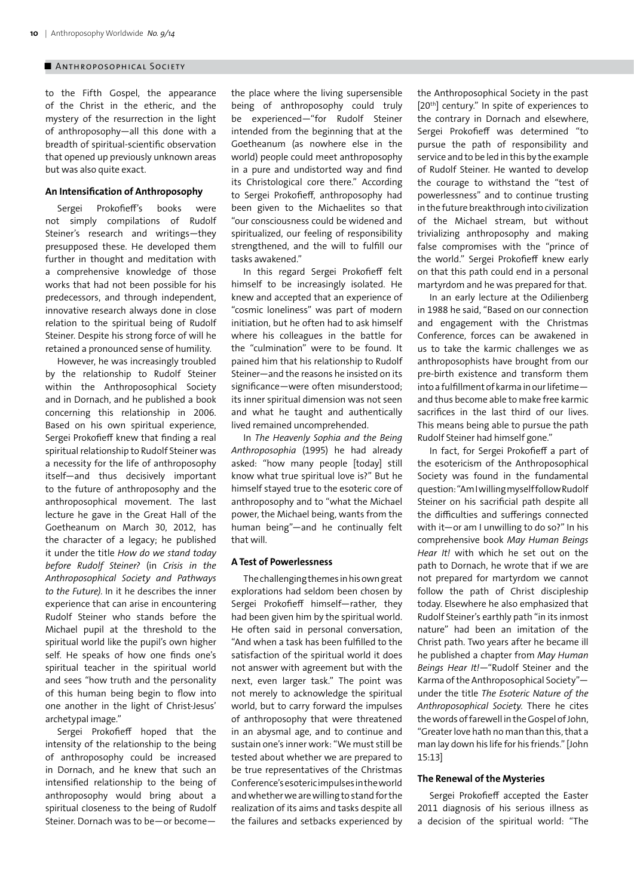to the Fifth Gospel, the appearance of the Christ in the etheric, and the mystery of the resurrection in the light of anthroposophy—all this done with a breadth of spiritual-scientific observation that opened up previously unknown areas but was also quite exact.

### An Intensification of Anthroposophy

Sergei Prokofieff's books were not simply compilations of Rudolf Steiner's research and writings—they presupposed these. He developed them further in thought and meditation with a comprehensive knowledge of those works that had not been possible for his predecessors, and through independent, innovative research always done in close relation to the spiritual being of Rudolf Steiner. Despite his strong force of will he retained a pronounced sense of humility.

However, he was increasingly troubled by the relationship to Rudolf Steiner within the Anthroposophical Society and in Dornach, and he published a book concerning this relationship in 2006. Based on his own spiritual experience, Sergei Prokofieff knew that finding a real spiritual relationship to Rudolf Steiner was a necessity for the life of anthroposophy itself—and thus decisively important to the future of anthroposophy and the anthroposophical movement. The last lecture he gave in the Great Hall of the Goetheanum on March 30, 2012, has the character of a legacy; he published it under the title *How do we stand today before Rudolf Steiner?* (in *Crisis in the Anthroposophical Society and Pathways to the Future)*. In it he describes the inner experience that can arise in encountering Rudolf Steiner who stands before the Michael pupil at the threshold to the spiritual world like the pupil's own higher self. He speaks of how one finds one's spiritual teacher in the spiritual world and sees "how truth and the personality of this human being begin to flow into one another in the light of Christ-Jesus' archetypal image."

Sergei Prokofieff hoped that the intensity of the relationship to the being of anthroposophy could be increased in Dornach, and he knew that such an intensified relationship to the being of anthroposophy would bring about a spiritual closeness to the being of Rudolf Steiner. Dornach was to be—or become—the place where the living supersensible being of anthroposophy could truly be experienced—"for Rudolf Steiner intended from the beginning that at the Goetheanum (as nowhere else in the world) people could meet anthroposophy in a pure and undistorted way and find its Christological core there." According to Sergei Prokofieff, anthroposophy had been given to the Michaelites so that "our consciousness could be widened and spiritualized, our feeling of responsibility strengthened, and the will to fulfill our tasks awakened."

In this regard Sergei Prokofieff felt himself to be increasingly isolated. He knew and accepted that an experience of "cosmic loneliness" was part of modern initiation, but he often had to ask himself where his colleagues in the battle for the "culmination" were to be found. It pained him that his relationship to Rudolf Steiner—and the reasons he insisted on its significance—were often misunderstood; its inner spiritual dimension was not seen and what he taught and authentically lived remained uncomprehended.

In *The Heavenly Sophia and the Being Anthroposophia* (1995) he had already asked: "how many people [today] still know what true spiritual love is?" But he himself stayed true to the esoteric core of anthroposophy and to "what the Michael power, the Michael being, wants from the human being"—and he continually felt that will.

### A Test of Powerlessness

The challenging themes in his own great explorations had seldom been chosen by Sergei Prokofieff himself—rather, they had been given him by the spiritual world. He often said in personal conversation, "And when a task has been fulfilled to the satisfaction of the spiritual world it does not answer with agreement but with the next, even larger task." The point was not merely to acknowledge the spiritual world, but to carry forward the impulses of anthroposophy that were threatened in an abysmal age, and to continue and sustain one's inner work: "We must still be tested about whether we are prepared to be true representatives of the Christmas Conference's esoteric impulses in the world and whether we are willing to stand for the realization of its aims and tasks despite all the failures and setbacks experienced by the Anthroposophical Society in the past [20th] century." In spite of experiences to the contrary in Dornach and elsewhere, Sergei Prokofieff was determined "to pursue the path of responsibility and service and to be led in this by the example of Rudolf Steiner. He wanted to develop the courage to withstand the "test of powerlessness" and to continue trusting in the future breakthrough into civilization of the Michael stream, but without trivializing anthroposophy and making false compromises with the "prince of the world." Sergei Prokofieff knew early on that this path could end in a personal martyrdom and he was prepared for that.

In an early lecture at the Odilienberg in 1988 he said, "Based on our connection and engagement with the Christmas Conference, forces can be awakened in us to take the karmic challenges we as anthroposophists have brought from our pre-birth existence and transform them into a fulfillment of karma in our lifetime—and thus become able to make free karmic sacrifices in the last third of our lives. This means being able to pursue the path Rudolf Steiner had himself gone."

In fact, for Sergei Prokofieff a part of the esotericism of the Anthroposophical Society was found in the fundamental question: "Am I willing myself follow Rudolf Steiner on his sacrificial path despite all the difficulties and sufferings connected with it—or am I unwilling to do so?" In his comprehensive book *May Human Beings Hear It!* with which he set out on the path to Dornach, he wrote that if we are not prepared for martyrdom we cannot follow the path of Christ discipleship today. Elsewhere he also emphasized that Rudolf Steiner's earthly path "in its inmost nature" had been an imitation of the Christ path. Two years after he became ill he published a chapter from *May Human Beings Hear It!*—"Rudolf Steiner and the Karma of the Anthroposophical Society"—under the title *The Esoteric Nature of the Anthroposophical Society*. There he cites the words of farewell in the Gospel of John, "Greater love hath no man than this, that a man lay down his life for his friends." [John 15:13]

### The Renewal of the Mysteries

Sergei Prokofieff accepted the Easter 2011 diagnosis of his serious illness as a decision of the spiritual world: "The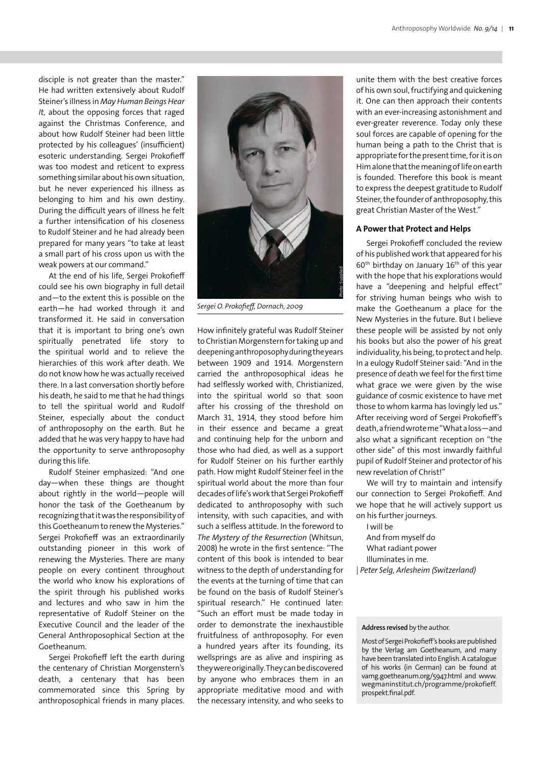disciple is not greater than the master." He had written extensively about Rudolf Steiner's illness in *May Human Beings Hear It*, about the opposing forces that raged against the Christmas Conference, and about how Rudolf Steiner had been little protected by his colleagues' (insufficient) esoteric understanding. Sergei Prokofieff was too modest and reticent to express something similar about his own situation, but he never experienced his illness as belonging to him and his own destiny. During the difficult years of illness he felt a further intensification of his closeness to Rudolf Steiner and he had already been prepared for many years "to take at least a small part of his cross upon us with the weak powers at our command."

At the end of his life, Sergei Prokofieff could see his own biography in full detail and—to the extent this is possible on the earth—he had worked through it and transformed it. He said in conversation that it is important to bring one's own spiritually penetrated life story to the spiritual world and to relieve the hierarchies of this work after death. We do not know how he was actually received there. In a last conversation shortly before his death, he said to me that he had things to tell the spiritual world and Rudolf Steiner, especially about the conduct of anthroposophy on the earth. But he added that he was very happy to have had the opportunity to serve anthroposophy during this life.

Rudolf Steiner emphasized: "And one day—when these things are thought about rightly in the world—people will honor the task of the Goetheanum by recognizing that it was the responsibility of this Goetheanum to renew the Mysteries." Sergei Prokofieff was an extraordinarily outstanding pioneer in this work of renewing the Mysteries. There are many people on every continent throughout the world who know his explorations of the spirit through his published works and lectures and who saw in him the representative of Rudolf Steiner on the Executive Council and the leader of the General Anthroposophical Section at the Goetheanum.

Sergei Prokofieff left the earth during the centenary of Christian Morgenstern's death, a centenary that has been commemorated since this Spring by anthroposophical friends in many places.

Photo: Supplied

*Sergei O. Prokofieff, Dornach, 2009*

How infinitely grateful was Rudolf Steiner to Christian Morgenstern for taking up and deepening anthroposophy during the years between 1909 and 1914. Morgenstern carried the anthroposophical ideas he had selflessly worked with, Christianized, into the spiritual world so that soon after his crossing of the threshold on March 31, 1914, they stood before him in their essence and became a great and continuing help for the unborn and those who had died, as well as a support for Rudolf Steiner on his further earthly path. How might Rudolf Steiner feel in the spiritual world about the more than four decades of life's work that Sergei Prokofieff dedicated to anthroposophy with such intensity, with such capacities, and with such a selfless attitude. In the foreword to *The Mystery of the Resurrection* (Whitsun, 2008) he wrote in the first sentence: "The content of this book is intended to bear witness to the depth of understanding for the events at the turning of time that can be found on the basis of Rudolf Steiner's spiritual research." He continued later: "Such an effort must be made today in order to demonstrate the inexhaustible fruitfulness of anthroposophy. For even a hundred years after its founding, its wellsprings are as alive and inspiring as they were originally. They can be discovered by anyone who embraces them in an appropriate meditative mood and with the necessary intensity, and who seeks to unite them with the best creative forces of his own soul, fructifying and quickening it. One can then approach their contents with an ever-increasing astonishment and ever-greater reverence. Today only these soul forces are capable of opening for the human being a path to the Christ that is appropriate for the present time, for it is on Him alone that the meaning of life on earth is founded. Therefore this book is meant to express the deepest gratitude to Rudolf Steiner, the founder of anthroposophy, this great Christian Master of the West."

### A Power that Protect and Helps

Sergei Prokofieff concluded the review of his published work that appeared for his 60th birthday on January 16th of this year with the hope that his explorations would have a "deepening and helpful effect" for striving human beings who wish to make the Goetheanum a place for the New Mysteries in the future. But I believe these people will be assisted by not only his books but also the power of his great individuality, his being, to protect and help. In a eulogy Rudolf Steiner said: "And in the presence of death we feel for the first time what grace we were given by the wise guidance of cosmic existence to have met those to whom karma has lovingly led us." After receiving word of Sergei Prokofieff's death, a friend wrote me "What a loss—and also what a significant reception on "the other side" of this most inwardly faithful pupil of Rudolf Steiner and protector of his new revelation of Christ!"

We will try to maintain and intensify our connection to Sergei Prokofieff. And we hope that he will actively support us on his further journeys.

I will be  
And from myself do  
What radiant power  
Illuminates in me.

| *Peter Selg, Arlesheim (Switzerland)*

**Address revised** by the author.

Most of Sergei Prokofieff's books are published by the Verlag am Goetheanum, and many have been translated into English. A catalogue of his works (in German) can be found at vamg.goetheanum.org/5947.html and www.wegmaninstitut.ch/programme/prokofieff.prospekt.final.pdf.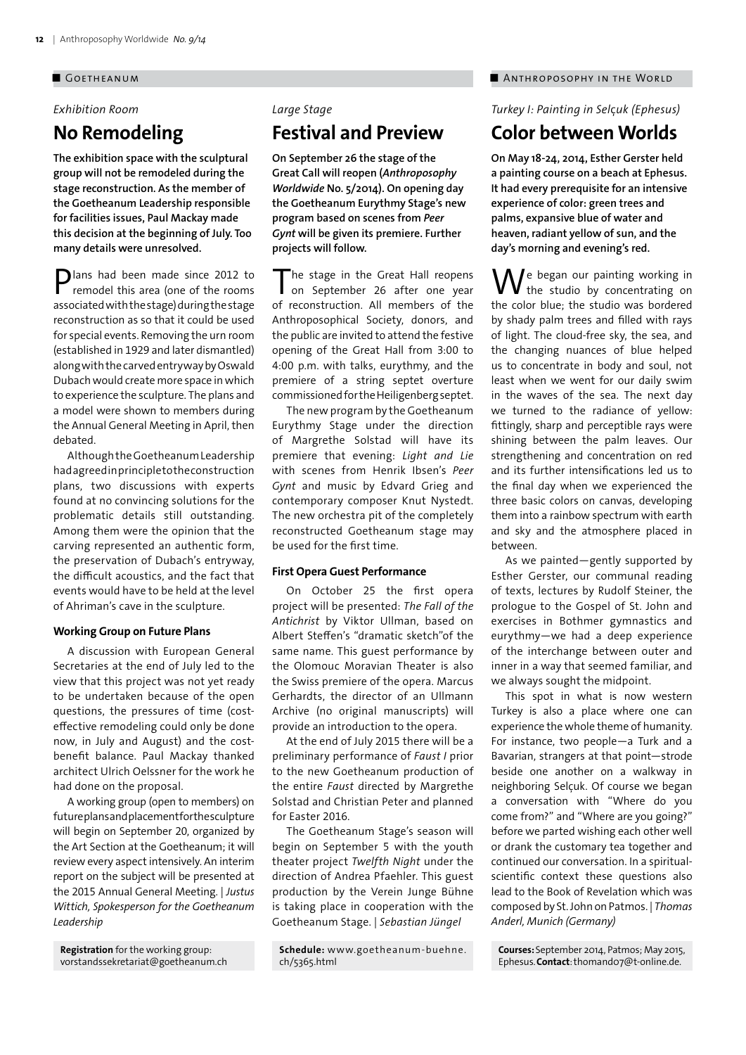■ Goetheanum

*Exhibition Room*

# No Remodeling

**The exhibition space with the sculptural group will not be remodeled during the stage reconstruction. As the member of the Goetheanum Leadership responsible for facilities issues, Paul Mackay made this decision at the beginning of July. Too many details were unresolved.**

Plans had been made since 2012 to remodel this area (one of the rooms associated with the stage) during the stage reconstruction as so that it could be used for special events. Removing the urn room (established in 1929 and later dismantled) along with the carved entryway by Oswald Dubach would create more space in which to experience the sculpture. The plans and a model were shown to members during the Annual General Meeting in April, then debated.

Although the Goetheanum Leadership had agreed in principle to the construction plans, two discussions with experts found at no convincing solutions for the problematic details still outstanding. Among them were the opinion that the carving represented an authentic form, the preservation of Dubach's entryway, the difficult acoustics, and the fact that events would have to be held at the level of Ahriman's cave in the sculpture.

### Working Group on Future Plans

A discussion with European General Secretaries at the end of July led to the view that this project was not yet ready to be undertaken because of the open questions, the pressures of time (cost-effective remodeling could only be done now, in July and August) and the cost-benefit balance. Paul Mackay thanked architect Ulrich Oelssner for the work he had done on the proposal.

A working group (open to members) on future plans and placement for the sculpture will begin on September 20, organized by the Art Section at the Goetheanum; it will review every aspect intensively. An interim report on the subject will be presented at the 2015 Annual General Meeting. | *Justus Wittich, Spokesperson for the Goetheanum Leadership*

**Registration** for the working group: vorstandssekretariat@goetheanum.ch

*Large Stage*

# Festival and Preview

**On September 26 the stage of the Great Call will reopen (*Anthroposophy Worldwide* No. 5/2014). On opening day the Goetheanum Eurythmy Stage's new program based on scenes from *Peer Gynt* will be given its premiere. Further projects will follow.**

The stage in the Great Hall reopens on September 26 after one year of reconstruction. All members of the Anthroposophical Society, donors, and the public are invited to attend the festive opening of the Great Hall from 3:00 to 4:00 p.m. with talks, eurythmy, and the premiere of a string septet overture commissioned for the Heiligenberg septet.

The new program by the Goetheanum Eurythmy Stage under the direction of Margrethe Solstad will have its premiere that evening: *Light and Lie* with scenes from Henrik Ibsen's *Peer Gynt* and music by Edvard Grieg and contemporary composer Knut Nystedt. The new orchestra pit of the completely reconstructed Goetheanum stage may be used for the first time.

### First Opera Guest Performance

On October 25 the first opera project will be presented: *The Fall of the Antichrist* by Viktor Ullman, based on Albert Steffen's "dramatic sketch"of the same name. This guest performance by the Olomouc Moravian Theater is also the Swiss premiere of the opera. Marcus Gerhardts, the director of an Ullmann Archive (no original manuscripts) will provide an introduction to the opera.

At the end of July 2015 there will be a preliminary performance of *Faust I* prior to the new Goetheanum production of the entire *Faust* directed by Margrethe Solstad and Christian Peter and planned for Easter 2016.

The Goetheanum Stage's season will begin on September 5 with the youth theater project *Twelfth Night* under the direction of Andrea Pfaehler. This guest production by the Verein Junge Bühne is taking place in cooperation with the Goetheanum Stage. | *Sebastian Jüngel*

**Schedule:** www.goetheanum-buehne.ch/5365.html

■ Anthroposophy in the World

*Turkey I: Painting in Selçuk (Ephesus)*

# Color between Worlds

**On May 18-24, 2014, Esther Gerster held a painting course on a beach at Ephesus. It had every prerequisite for an intensive experience of color: green trees and palms, expansive blue of water and heaven, radiant yellow of sun, and the day's morning and evening's red.**

We began our painting working in the studio by concentrating on the color blue; the studio was bordered by shady palm trees and filled with rays of light. The cloud-free sky, the sea, and the changing nuances of blue helped us to concentrate in body and soul, not least when we went for our daily swim in the waves of the sea. The next day we turned to the radiance of yellow: fittingly, sharp and perceptible rays were shining between the palm leaves. Our strengthening and concentration on red and its further intensifications led us to the final day when we experienced the three basic colors on canvas, developing them into a rainbow spectrum with earth and sky and the atmosphere placed in between.

As we painted—gently supported by Esther Gerster, our communal reading of texts, lectures by Rudolf Steiner, the prologue to the Gospel of St. John and exercises in Bothmer gymnastics and eurythmy—we had a deep experience of the interchange between outer and inner in a way that seemed familiar, and we always sought the midpoint.

This spot in what is now western Turkey is also a place where one can experience the whole theme of humanity. For instance, two people—a Turk and a Bavarian, strangers at that point—strode beside one another on a walkway in neighboring Selçuk. Of course we began a conversation with "Where do you come from?" and "Where are you going?" before we parted wishing each other well or drank the customary tea together and continued our conversation. In a spiritual-scientific context these questions also lead to the Book of Revelation which was composed by St. John on Patmos. | *Thomas Anderl, Munich (Germany)*

**Courses:** September 2014, Patmos; May 2015, Ephesus. **Contact**: thomand07@t-online.de.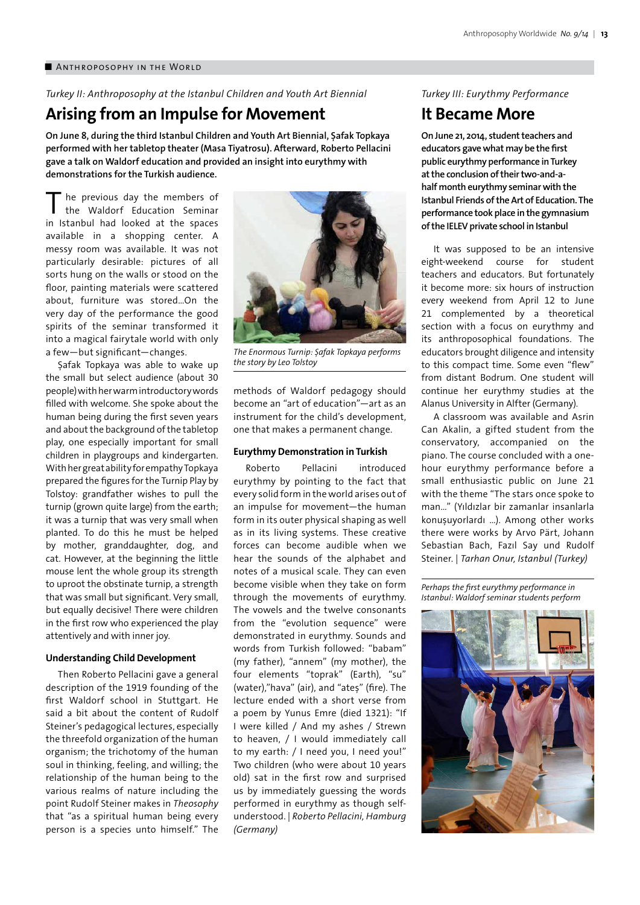■ Anthroposophy in the World

*Turkey II: Anthroposophy at the Istanbul Children and Youth Art Biennial*

## Arising from an Impulse for Movement

**On June 8, during the third Istanbul Children and Youth Art Biennial, Şafak Topkaya performed with her tabletop theater (Masa Tiyatrosu). Afterward, Roberto Pellacini gave a talk on Waldorf education and provided an insight into eurythmy with demonstrations for the Turkish audience.**

The previous day the members of the Waldorf Education Seminar in Istanbul had looked at the spaces available in a shopping center. A messy room was available. It was not particularly desirable: pictures of all sorts hung on the walls or stood on the floor, painting materials were scattered about, furniture was stored...On the very day of the performance the good spirits of the seminar transformed it into a magical fairytale world with only a few—but significant—changes.

Şafak Topkaya was able to wake up the small but select audience (about 30 people) with her warm introductory words filled with welcome. She spoke about the human being during the first seven years and about the background of the tabletop play, one especially important for small children in playgroups and kindergarten. With her great ability for empathy Topkaya prepared the figures for the Turnip Play by Tolstoy: grandfather wishes to pull the turnip (grown quite large) from the earth; it was a turnip that was very small when planted. To do this he must be helped by mother, granddaughter, dog, and cat. However, at the beginning the little mouse lent the whole group its strength to uproot the obstinate turnip, a strength that was small but significant. Very small, but equally decisive! There were children in the first row who experienced the play attentively and with inner joy.

### Understanding Child Development

Then Roberto Pellacini gave a general description of the 1919 founding of the first Waldorf school in Stuttgart. He said a bit about the content of Rudolf Steiner's pedagogical lectures, especially the threefold organization of the human organism; the trichotomy of the human soul in thinking, feeling, and willing; the relationship of the human being to the various realms of nature including the point Rudolf Steiner makes in *Theosophy* that "as a spiritual human being every person is a species unto himself." The methods of Waldorf pedagogy should become an "art of education"—art as an instrument for the child's development, one that makes a permanent change.

*The Enormous Turnip: Şafak Topkaya performs the story by Leo Tolstoy*

### Eurythmy Demonstration in Turkish

Roberto Pellacini introduced eurythmy by pointing to the fact that every solid form in the world arises out of an impulse for movement—the human form in its outer physical shaping as well as in its living systems. These creative forces can become audible when we hear the sounds of the alphabet and notes of a musical scale. They can even become visible when they take on form through the movements of eurythmy. The vowels and the twelve consonants from the "evolution sequence" were demonstrated in eurythmy. Sounds and words from Turkish followed: "babam" (my father), "annem" (my mother), the four elements "toprak" (Earth), "su" (water),"hava" (air), and "ateş" (fire). The lecture ended with a short verse from a poem by Yunus Emre (died 1321): "If I were killed / And my ashes / Strewn to heaven, / I would immediately call to my earth: / I need you, I need you!" Two children (who were about 10 years old) sat in the first row and surprised us by immediately guessing the words performed in eurythmy as though self-understood. | *Roberto Pellacini, Hamburg (Germany)*

*Turkey III: Eurythmy Performance*

## It Became More

**On June 21, 2014, student teachers and educators gave what may be the first public eurythmy performance in Turkey at the conclusion of their two-and-a-half month eurythmy seminar with the Istanbul Friends of the Art of Education. The performance took place in the gymnasium of the IELEV private school in Istanbul**

It was supposed to be an intensive eight-weekend course for student teachers and educators. But fortunately it become more: six hours of instruction every weekend from April 12 to June 21 complemented by a theoretical section with a focus on eurythmy and its anthroposophical foundations. The educators brought diligence and intensity to this compact time. Some even "flew" from distant Bodrum. One student will continue her eurythmy studies at the Alanus University in Alfter (Germany).

A classroom was available and Asrin Can Akalin, a gifted student from the conservatory, accompanied on the piano. The course concluded with a one-hour eurythmy performance before a small enthusiastic public on June 21 with the theme "The stars once spoke to man..." (Yıldızlar bir zamanlar insanlarla konuşuyorlardı ...). Among other works there were works by Arvo Pärt, Johann Sebastian Bach, Fazıl Say und Rudolf Steiner. | *Tarhan Onur, Istanbul (Turkey)*

*Perhaps the first eurythmy performance in Istanbul: Waldorf seminar students perform*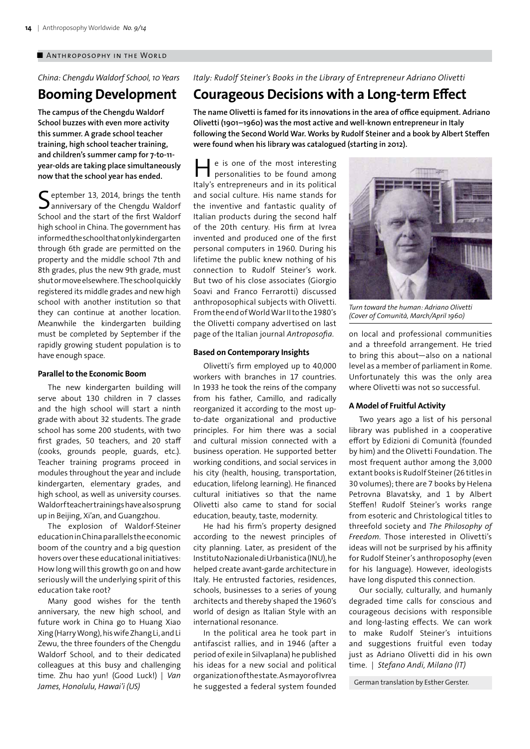■ Anthroposophy in the World

*China: Chengdu Waldorf School, 10 Years*

## Booming Development

**The campus of the Chengdu Waldorf School buzzes with even more activity this summer. A grade school teacher training, high school teacher training, and children's summer camp for 7-to-11-year-olds are taking place simultaneously now that the school year has ended.**

September 13, 2014, brings the tenth anniversary of the Chengdu Waldorf School and the start of the first Waldorf high school in China. The government has informed the school that only kindergarten through 6th grade are permitted on the property and the middle school 7th and 8th grades, plus the new 9th grade, must shut or move elsewhere. The school quickly registered its middle grades and new high school with another institution so that they can continue at another location. Meanwhile the kindergarten building must be completed by September if the rapidly growing student population is to have enough space.

### Parallel to the Economic Boom

The new kindergarten building will serve about 130 children in 7 classes and the high school will start a ninth grade with about 32 students. The grade school has some 200 students, with two first grades, 50 teachers, and 20 staff (cooks, grounds people, guards, etc.). Teacher training programs proceed in modules throughout the year and include kindergarten, elementary grades, and high school, as well as university courses. Waldorf teacher trainings have also sprung up in Beijing, Xi'an, and Guangzhou.

The explosion of Waldorf-Steiner education in China parallels the economic boom of the country and a big question hovers over these educational initiatives: How long will this growth go on and how seriously will the underlying spirit of this education take root?

Many good wishes for the tenth anniversary, the new high school, and future work in China go to Huang Xiao Xing (Harry Wong), his wife Zhang Li, and Li Zewu, the three founders of the Chengdu Waldorf School, and to their dedicated colleagues at this busy and challenging time. Zhu hao yun! (Good Luck!) | *Van James, Honolulu, Hawai'i (US)*

*Italy: Rudolf Steiner's Books in the Library of Entrepreneur Adriano Olivetti*

## Courageous Decisions with a Long-term Effect

**The name Olivetti is famed for its innovations in the area of office equipment. Adriano Olivetti (1901–1960) was the most active and well-known entrepreneur in Italy following the Second World War. Works by Rudolf Steiner and a book by Albert Steffen were found when his library was catalogued (starting in 2012).**

He is one of the most interesting personalities to be found among Italy's entrepreneurs and in its political and social culture. His name stands for the inventive and fantastic quality of Italian products during the second half of the 20th century. His firm at Ivrea invented and produced one of the first personal computers in 1960. During his lifetime the public knew nothing of his connection to Rudolf Steiner's work. But two of his close associates (Giorgio Soavi and Franco Ferrarotti) discussed anthroposophical subjects with Olivetti. From the end of World War II to the 1980's the Olivetti company advertised on last page of the Italian journal *Antroposofia*.

### Based on Contemporary Insights

Olivetti's firm employed up to 40,000 workers with branches in 17 countries. In 1933 he took the reins of the company from his father, Camillo, and radically reorganized it according to the most up-to-date organizational and productive principles. For him there was a social and cultural mission connected with a business operation. He supported better working conditions, and social services in his city (health, housing, transportation, education, lifelong learning). He financed cultural initiatives so that the name Olivetti also came to stand for social education, beauty, taste, modernity.

He had his firm's property designed according to the newest principles of city planning. Later, as president of the Instituto Nazionale di Urbanistica (INU), he helped create avant-garde architecture in Italy. He entrusted factories, residences, schools, businesses to a series of young architects and thereby shaped the 1960's world of design as Italian Style with an international resonance.

In the political area he took part in antifascist rallies, and in 1946 (after a period of exile in Silvaplana) he published his ideas for a new social and political organization of the state. As mayor of Ivrea he suggested a federal system founded on local and professional communities and a threefold arrangement. He tried to bring this about—also on a national level as a member of parliament in Rome. Unfortunately this was the only area where Olivetti was not so successful.

*Turn toward the human: Adriano Olivetti (Cover of Comunità, March/April 1960)*

### A Model of Fruitful Activity

Two years ago a list of his personal library was published in a cooperative effort by Edizioni di Comunità (founded by him) and the Olivetti Foundation. The most frequent author among the 3,000 extant books is Rudolf Steiner (26 titles in 30 volumes); there are 7 books by Helena Petrovna Blavatsky, and 1 by Albert Steffen! Rudolf Steiner's works range from esoteric and Christological titles to threefold society and *The Philosophy of Freedom*. Those interested in Olivetti's ideas will not be surprised by his affinity for Rudolf Steiner's anthroposophy (even for his language). However, ideologists have long disputed this connection.

Our socially, culturally, and humanly degraded time calls for conscious and courageous decisions with responsible and long-lasting effects. We can work to make Rudolf Steiner's intuitions and suggestions fruitful even today just as Adriano Olivetti did in his own time. | *Stefano Andi, Milano (IT)*

German translation by Esther Gerster.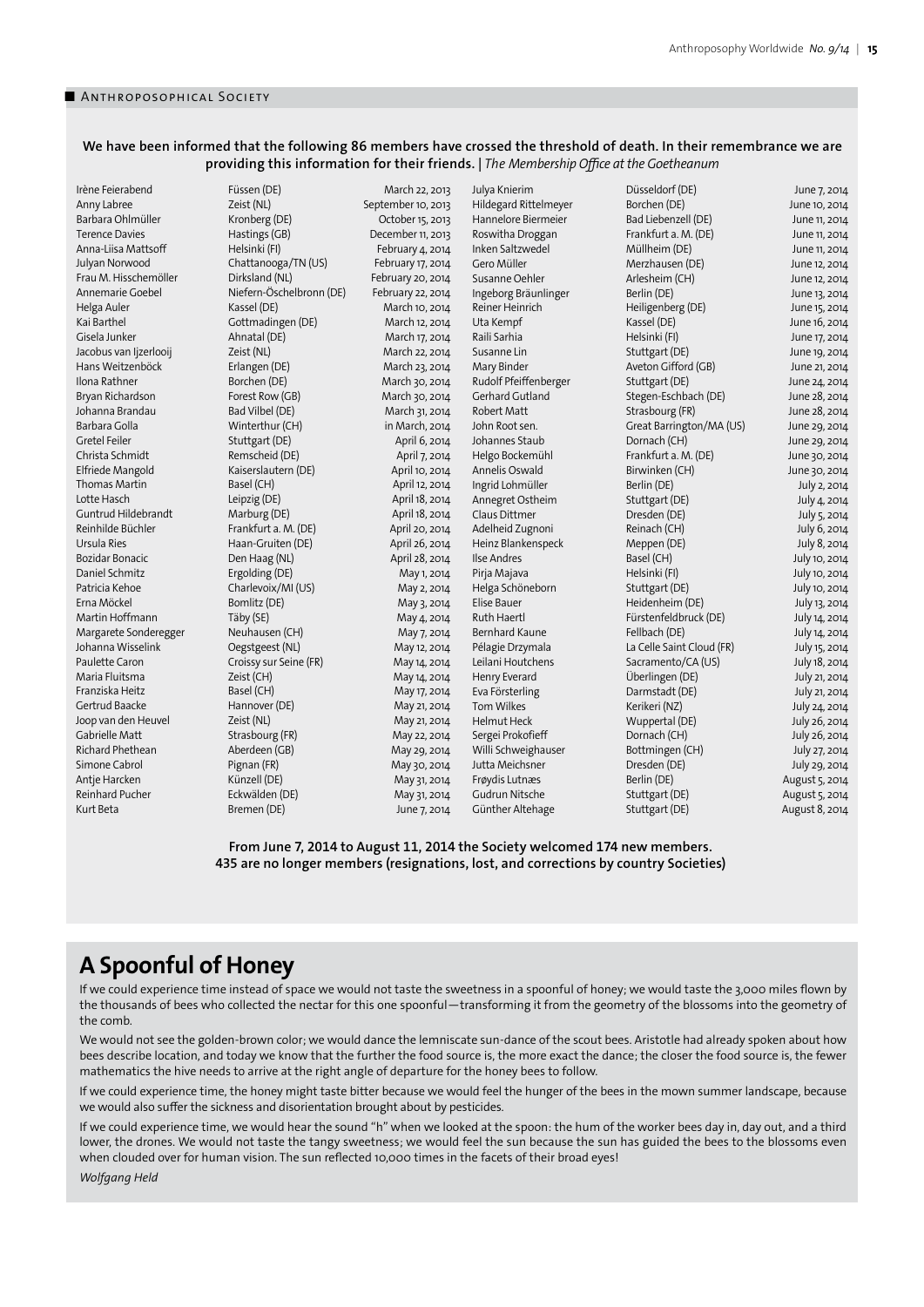## Anthroposophical Society

**We have been informed that the following 86 members have crossed the threshold of death. In their remembrance we are providing this information for their friends.** | *The Membership Office at the Goetheanum*

| Name | Place | Date |
|---|---|---|
| Irène Feierabend | Füssen (DE) | March 22, 2013 |
| Anny Labree | Zeist (NL) | September 10, 2013 |
| Barbara Ohlmüller | Kronberg (DE) | October 15, 2013 |
| Terence Davies | Hastings (GB) | December 11, 2013 |
| Anna-Liisa Mattsoff | Helsinki (FI) | February 4, 2014 |
| Julyan Norwood | Chattanooga/TN (US) | February 17, 2014 |
| Frau M. Hisschemöller | Dirksland (NL) | February 20, 2014 |
| Annemarie Goebel | Niefern-Öschelbronn (DE) | February 22, 2014 |
| Helga Auler | Kassel (DE) | March 10, 2014 |
| Kai Barthel | Gottmadingen (DE) | March 12, 2014 |
| Gisela Junker | Ahnatal (DE) | March 17, 2014 |
| Jacobus van Ijzerlooij | Zeist (NL) | March 22, 2014 |
| Hans Weitzenböck | Erlangen (DE) | March 23, 2014 |
| Ilona Rathner | Borchen (DE) | March 30, 2014 |
| Bryan Richardson | Forest Row (GB) | March 30, 2014 |
| Johanna Brandau | Bad Vilbel (DE) | March 31, 2014 |
| Barbara Golla | Winterthur (CH) | in March, 2014 |
| Gretel Feiler | Stuttgart (DE) | April 6, 2014 |
| Christa Schmidt | Remscheid (DE) | April 7, 2014 |
| Elfriede Mangold | Kaiserslautern (DE) | April 10, 2014 |
| Thomas Martin | Basel (CH) | April 12, 2014 |
| Lotte Hasch | Leipzig (DE) | April 18, 2014 |
| Guntrud Hildebrandt | Marburg (DE) | April 18, 2014 |
| Reinhilde Büchler | Frankfurt a. M. (DE) | April 20, 2014 |
| Ursula Ries | Haan-Gruiten (DE) | April 26, 2014 |
| Bozidar Bonacic | Den Haag (NL) | April 28, 2014 |
| Daniel Schmitz | Ergolding (DE) | May 1, 2014 |
| Patricia Kehoe | Charlevoix/MI (US) | May 2, 2014 |
| Erna Möckel | Bomlitz (DE) | May 3, 2014 |
| Martin Hoffmann | Täby (SE) | May 4, 2014 |
| Margarete Sonderegger | Neuhausen (CH) | May 7, 2014 |
| Johanna Wisselink | Oegstgeest (NL) | May 12, 2014 |
| Paulette Caron | Croissy sur Seine (FR) | May 14, 2014 |
| Maria Fluitsma | Zeist (CH) | May 14, 2014 |
| Franziska Heitz | Basel (CH) | May 17, 2014 |
| Gertrud Baacke | Hannover (DE) | May 21, 2014 |
| Joop van den Heuvel | Zeist (NL) | May 21, 2014 |
| Gabrielle Matt | Strasbourg (FR) | May 22, 2014 |
| Richard Phethean | Aberdeen (GB) | May 29, 2014 |
| Simone Cabrol | Pignan (FR) | May 30, 2014 |
| Antje Harcken | Künzell (DE) | May 31, 2014 |
| Reinhard Pucher | Eckwälden (DE) | May 31, 2014 |
| Kurt Beta | Bremen (DE) | June 7, 2014 |
| Julya Knierim | Düsseldorf (DE) | June 7, 2014 |
| Hildegard Rittelmeyer | Borchen (DE) | June 10, 2014 |
| Hannelore Biermeier | Bad Liebenzell (DE) | June 11, 2014 |
| Roswitha Droggan | Frankfurt a. M. (DE) | June 11, 2014 |
| Inken Saltzwedel | Müllheim (DE) | June 11, 2014 |
| Gero Müller | Merzhausen (DE) | June 12, 2014 |
| Susanne Oehler | Arlesheim (CH) | June 12, 2014 |
| Ingeborg Bräunlinger | Berlin (DE) | June 13, 2014 |
| Reiner Heinrich | Heiligenberg (DE) | June 15, 2014 |
| Uta Kempf | Kassel (DE) | June 16, 2014 |
| Raili Sarhia | Helsinki (FI) | June 17, 2014 |
| Susanne Lin | Stuttgart (DE) | June 19, 2014 |
| Mary Binder | Aveton Gifford (GB) | June 21, 2014 |
| Rudolf Pfeiffenberger | Stuttgart (DE) | June 24, 2014 |
| Gerhard Gutland | Stegen-Eschbach (DE) | June 28, 2014 |
| Robert Matt | Strasbourg (FR) | June 28, 2014 |
| John Root sen. | Great Barrington/MA (US) | June 29, 2014 |
| Johannes Staub | Dornach (CH) | June 29, 2014 |
| Helgo Bockemühl | Frankfurt a. M. (DE) | June 30, 2014 |
| Annelis Oswald | Birwinken (CH) | June 30, 2014 |
| Ingrid Lohmüller | Berlin (DE) | July 2, 2014 |
| Annegret Ostheim | Stuttgart (DE) | July 4, 2014 |
| Claus Dittmer | Dresden (DE) | July 5, 2014 |
| Adelheid Zugnoni | Reinach (CH) | July 6, 2014 |
| Heinz Blankenspeck | Meppen (DE) | July 8, 2014 |
| Ilse Andres | Basel (CH) | July 10, 2014 |
| Pirja Majava | Helsinki (FI) | July 10, 2014 |
| Helga Schöneborn | Stuttgart (DE) | July 10, 2014 |
| Elise Bauer | Heidenheim (DE) | July 13, 2014 |
| Ruth Haertl | Fürstenfeldbruck (DE) | July 14, 2014 |
| Bernhard Kaune | Fellbach (DE) | July 14, 2014 |
| Pélagie Drzymala | La Celle Saint Cloud (FR) | July 15, 2014 |
| Leilani Houtchens | Sacramento/CA (US) | July 18, 2014 |
| Henry Everard | Überlingen (DE) | July 21, 2014 |
| Eva Försterling | Darmstadt (DE) | July 21, 2014 |
| Tom Wilkes | Kerikeri (NZ) | July 24, 2014 |
| Helmut Heck | Wuppertal (DE) | July 26, 2014 |
| Sergei Prokofieff | Dornach (CH) | July 26, 2014 |
| Willi Schweighauser | Bottmingen (CH) | July 27, 2014 |
| Jutta Meichsner | Dresden (DE) | July 29, 2014 |
| Frøydis Lutnæs | Berlin (DE) | August 5, 2014 |
| Gudrun Nitsche | Stuttgart (DE) | August 5, 2014 |
| Günther Altehage | Stuttgart (DE) | August 8, 2014 |

**From June 7, 2014 to August 11, 2014 the Society welcomed 174 new members.**
**435 are no longer members (resignations, lost, and corrections by country Societies)**

# A Spoonful of Honey

If we could experience time instead of space we would not taste the sweetness in a spoonful of honey; we would taste the 3,000 miles flown by the thousands of bees who collected the nectar for this one spoonful—transforming it from the geometry of the blossoms into the geometry of the comb.

We would not see the golden-brown color; we would dance the lemniscate sun-dance of the scout bees. Aristotle had already spoken about how bees describe location, and today we know that the further the food source is, the more exact the dance; the closer the food source is, the fewer mathematics the hive needs to arrive at the right angle of departure for the honey bees to follow.

If we could experience time, the honey might taste bitter because we would feel the hunger of the bees in the mown summer landscape, because we would also suffer the sickness and disorientation brought about by pesticides.

If we could experience time, we would hear the sound "h" when we looked at the spoon: the hum of the worker bees day in, day out, and a third lower, the drones. We would not taste the tangy sweetness; we would feel the sun because the sun has guided the bees to the blossoms even when clouded over for human vision. The sun reflected 10,000 times in the facets of their broad eyes!

*Wolfgang Held*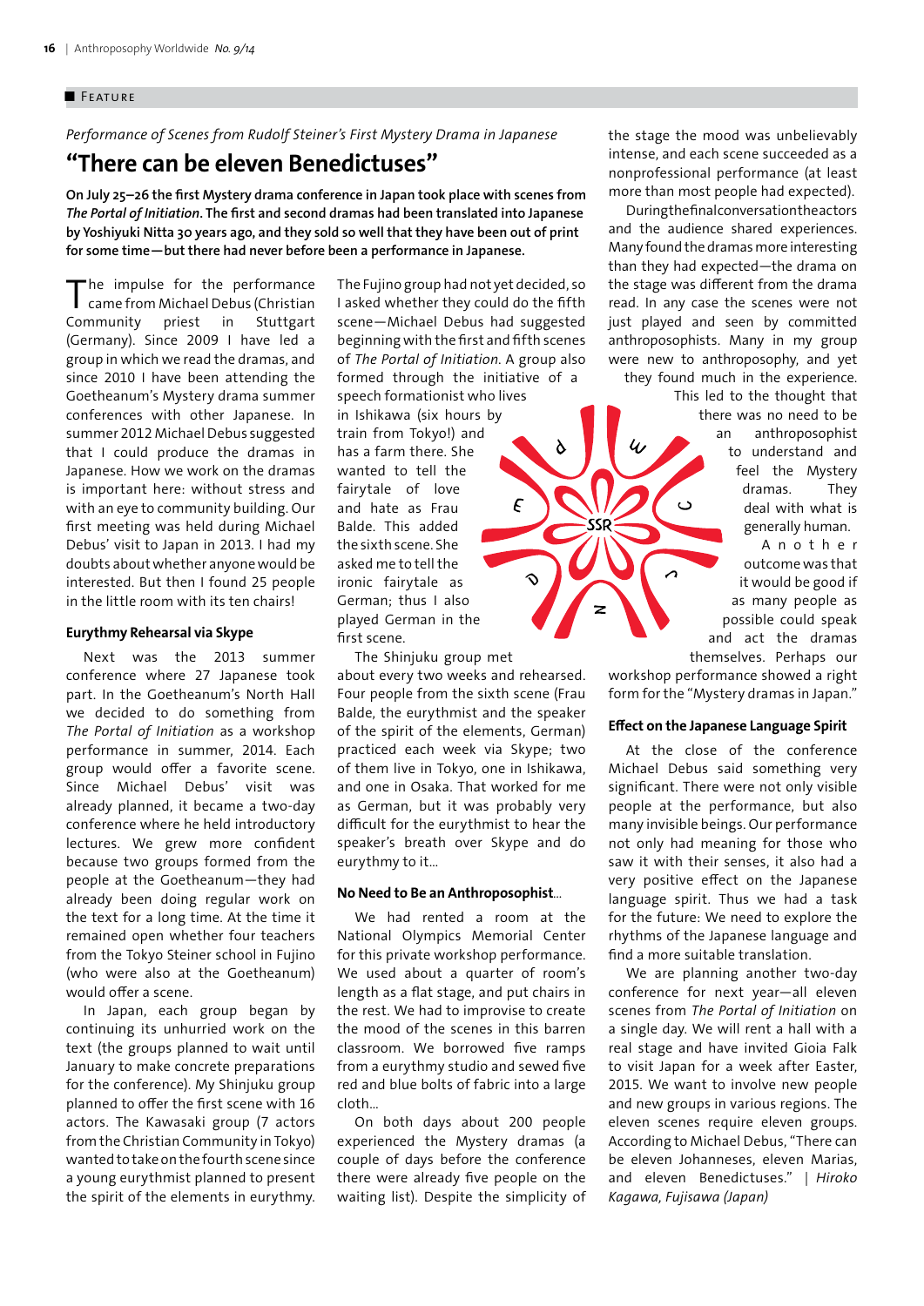Feature

*Performance of Scenes from Rudolf Steiner's First Mystery Drama in Japanese*

# "There can be eleven Benedictuses"

**On July 25–26 the first Mystery drama conference in Japan took place with scenes from *The Portal of Initiation*. The first and second dramas had been translated into Japanese by Yoshiyuki Nitta 30 years ago, and they sold so well that they have been out of print for some time—but there had never before been a performance in Japanese.**

The impulse for the performance came from Michael Debus (Christian Community priest in Stuttgart (Germany). Since 2009 I have led a group in which we read the dramas, and since 2010 I have been attending the Goetheanum's Mystery drama summer conferences with other Japanese. In summer 2012 Michael Debus suggested that I could produce the dramas in Japanese. How we work on the dramas is important here: without stress and with an eye to community building. Our first meeting was held during Michael Debus' visit to Japan in 2013. I had my doubts about whether anyone would be interested. But then I found 25 people in the little room with its ten chairs!

### Eurythmy Rehearsal via Skype

Next was the 2013 summer conference where 27 Japanese took part. In the Goetheanum's North Hall we decided to do something from *The Portal of Initiation* as a workshop performance in summer, 2014. Each group would offer a favorite scene. Since Michael Debus' visit was already planned, it became a two-day conference where he held introductory lectures. We grew more confident because two groups formed from the people at the Goetheanum—they had already been doing regular work on the text for a long time. At the time it remained open whether four teachers from the Tokyo Steiner school in Fujino (who were also at the Goetheanum) would offer a scene.

In Japan, each group began by continuing its unhurried work on the text (the groups planned to wait until January to make concrete preparations for the conference). My Shinjuku group planned to offer the first scene with 16 actors. The Kawasaki group (7 actors from the Christian Community in Tokyo) wanted to take on the fourth scene since a young eurythmist planned to present the spirit of the elements in eurythmy. The Fujino group had not yet decided, so I asked whether they could do the fifth scene—Michael Debus had suggested beginning with the first and fifth scenes of *The Portal of Initiation*. A group also formed through the initiative of a speech formationist who lives in Ishikawa (six hours by train from Tokyo!) and has a farm there. She wanted to tell the fairytale of love and hate as Frau Balde. This added the sixth scene. She asked me to tell the ironic fairytale as German; thus I also played German in the first scene.

The Shinjuku group met about every two weeks and rehearsed. Four people from the sixth scene (Frau Balde, the eurythmist and the speaker of the spirit of the elements, German) practiced each week via Skype; two of them live in Tokyo, one in Ishikawa, and one in Osaka. That worked for me as German, but it was probably very difficult for the eurythmist to hear the speaker's breath over Skype and do eurythmy to it...

### No Need to Be an Anthroposophist...

We had rented a room at the National Olympics Memorial Center for this private workshop performance. We used about a quarter of room's length as a flat stage, and put chairs in the rest. We had to improvise to create the mood of the scenes in this barren classroom. We borrowed five ramps from a eurythmy studio and sewed five red and blue bolts of fabric into a large cloth...

On both days about 200 people experienced the Mystery dramas (a couple of days before the conference there were already five people on the waiting list). Despite the simplicity of the stage the mood was unbelievably intense, and each scene succeeded as a nonprofessional performance (at least more than most people had expected).

During the final conversation the actors and the audience shared experiences. Many found the dramas more interesting than they had expected—the drama on the stage was different from the drama read. In any case the scenes were not just played and seen by committed anthroposophists. Many in my group were new to anthroposophy, and yet they found much in the experience. This led to the thought that there was no need to be an anthroposophist to understand and feel the Mystery dramas. They deal with what is generally human. Another outcome was that it would be good if as many people as possible could speak and act the dramas themselves. Perhaps our workshop performance showed a right form for the "Mystery dramas in Japan."

### Effect on the Japanese Language Spirit

At the close of the conference Michael Debus said something very significant. There were not only visible people at the performance, but also many invisible beings. Our performance not only had meaning for those who saw it with their senses, it also had a very positive effect on the Japanese language spirit. Thus we had a task for the future: We need to explore the rhythms of the Japanese language and find a more suitable translation.

We are planning another two-day conference for next year—all eleven scenes from *The Portal of Initiation* on a single day. We will rent a hall with a real stage and have invited Gioia Falk to visit Japan for a week after Easter, 2015. We want to involve new people and new groups in various regions. The eleven scenes require eleven groups. According to Michael Debus, "There can be eleven Johanneses, eleven Marias, and eleven Benedictuses." | *Hiroko Kagawa, Fujisawa (Japan)*